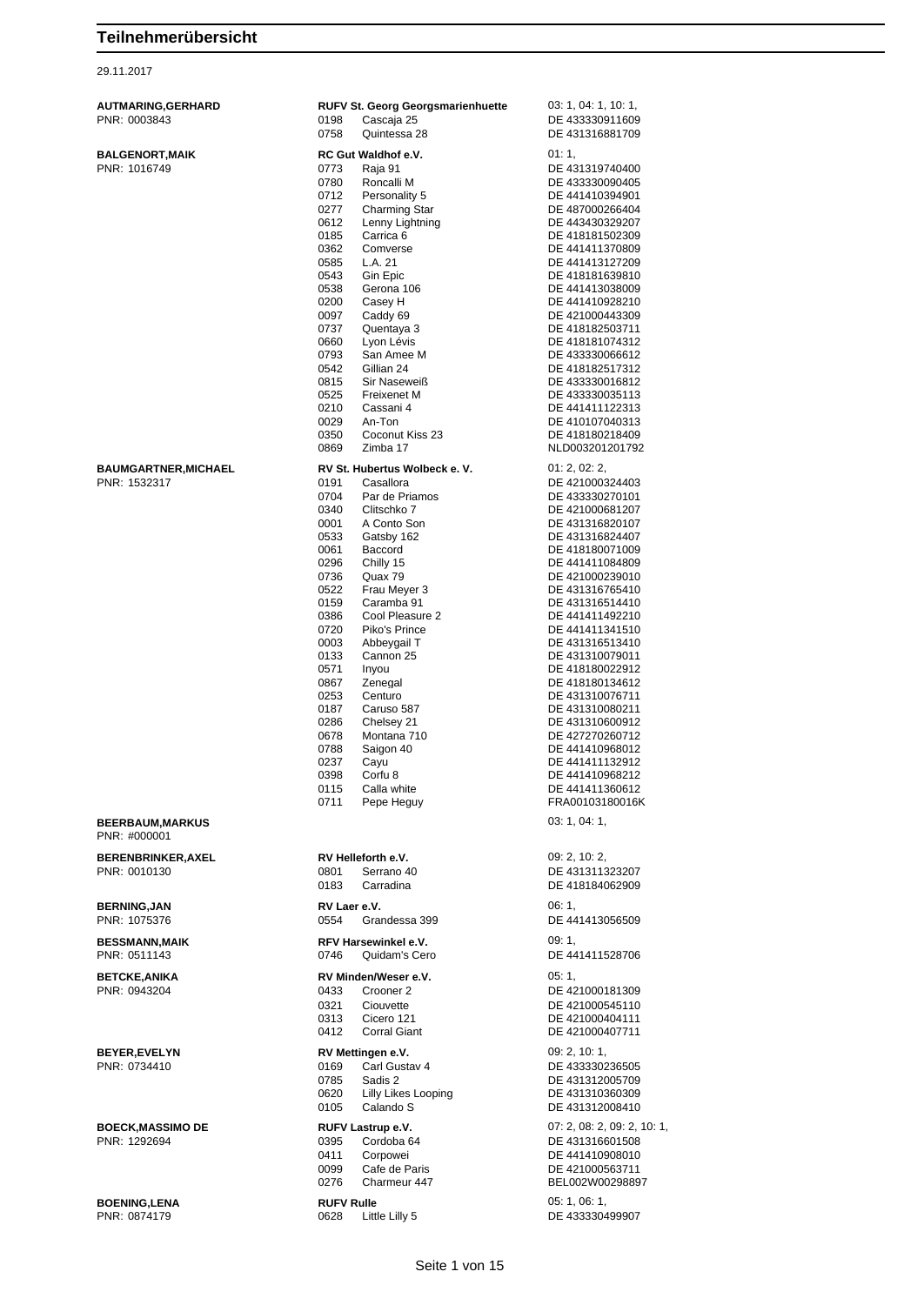# Teilnehmerübersicht

29.11.2017

| Teilnehmer | Verein / Nr. | Pferd | Prüfungen / Lebensnummer |
|---|---|---|---|
| **AUTMARING,GERHARD** | **RUFV St. Georg Georgsmarienhuette** | | 03: 1, 04: 1, 10: 1, |
| PNR: 0003843 | 0198 | Cascaja 25 | DE 433330911609 |
| | 0758 | Quintessa 28 | DE 431316881709 |
| **BALGENORT,MAIK** | **RC Gut Waldhof e.V.** | | 01: 1, |
| PNR: 1016749 | 0773 | Raja 91 | DE 431319740400 |
| | 0780 | Roncalli M | DE 433330090405 |
| | 0712 | Personality 5 | DE 441410394901 |
| | 0277 | Charming Star | DE 487000266404 |
| | 0612 | Lenny Lightning | DE 443430329207 |
| | 0185 | Carrica 6 | DE 418181502309 |
| | 0362 | Comverse | DE 441411370809 |
| | 0585 | L.A. 21 | DE 441413127209 |
| | 0543 | Gin Epic | DE 418181639810 |
| | 0538 | Gerona 106 | DE 441413038009 |
| | 0200 | Casey H | DE 441410928210 |
| | 0097 | Caddy 69 | DE 421000443309 |
| | 0737 | Quentaya 3 | DE 418182503711 |
| | 0660 | Lyon Lévis | DE 418181074312 |
| | 0793 | San Amee M | DE 433330066612 |
| | 0542 | Gillian 24 | DE 418182517312 |
| | 0815 | Sir Naseweiß | DE 433330016812 |
| | 0525 | Freixenet M | DE 433330035113 |
| | 0210 | Cassani 4 | DE 441411122313 |
| | 0029 | An-Ton | DE 410107040313 |
| | 0350 | Coconut Kiss 23 | DE 418180218409 |
| | 0869 | Zimba 17 | NLD003201201792 |
| **BAUMGARTNER,MICHAEL** | **RV St. Hubertus Wolbeck e. V.** | | 01: 2, 02: 2, |
| PNR: 1532317 | 0191 | Casallora | DE 421000324403 |
| | 0704 | Par de Priamos | DE 433330270101 |
| | 0340 | Clitschko 7 | DE 421000681207 |
| | 0001 | A Conto Son | DE 431316820107 |
| | 0533 | Gatsby 162 | DE 431316824407 |
| | 0061 | Baccord | DE 418180071009 |
| | 0296 | Chilly 15 | DE 441411084809 |
| | 0736 | Quax 79 | DE 421000239010 |
| | 0522 | Frau Meyer 3 | DE 431316765410 |
| | 0159 | Caramba 91 | DE 431316514410 |
| | 0386 | Cool Pleasure 2 | DE 441411492210 |
| | 0720 | Piko's Prince | DE 441411341510 |
| | 0003 | Abbeygail T | DE 431316513410 |
| | 0133 | Cannon 25 | DE 431310079011 |
| | 0571 | Inyou | DE 418180022912 |
| | 0867 | Zenegal | DE 418180134612 |
| | 0253 | Centuro | DE 431310076711 |
| | 0187 | Caruso 587 | DE 431310080211 |
| | 0286 | Chelsey 21 | DE 431310600912 |
| | 0678 | Montana 710 | DE 427270260712 |
| | 0788 | Saigon 40 | DE 441410968012 |
| | 0237 | Cayu | DE 441411132912 |
| | 0398 | Corfu 8 | DE 441410968212 |
| | 0115 | Calla white | DE 441411360612 |
| | 0711 | Pepe Heguy | FRA00103180016K |
| **BEERBAUM,MARKUS** | | | 03: 1, 04: 1, |
| PNR: #000001 | | | |
| **BERENBRINKER,AXEL** | **RV Helleforth e.V.** | | 09: 2, 10: 2, |
| PNR: 0010130 | 0801 | Serrano 40 | DE 431311323207 |
| | 0183 | Carradina | DE 418184062909 |
| **BERNING,JAN** | **RV Laer e.V.** | | 06: 1, |
| PNR: 1075376 | 0554 | Grandessa 399 | DE 441413056509 |
| **BESSMANN,MAIK** | **RFV Harsewinkel e.V.** | | 09: 1, |
| PNR: 0511143 | 0746 | Quidam's Cero | DE 441411528706 |
| **BETCKE,ANIKA** | **RV Minden/Weser e.V.** | | 05: 1, |
| PNR: 0943204 | 0433 | Crooner 2 | DE 421000181309 |
| | 0321 | Ciouvette | DE 421000545110 |
| | 0313 | Cicero 121 | DE 421000404111 |
| | 0412 | Corral Giant | DE 421000407711 |
| **BEYER,EVELYN** | **RV Mettingen e.V.** | | 09: 2, 10: 1, |
| PNR: 0734410 | 0169 | Carl Gustav 4 | DE 433330236505 |
| | 0785 | Sadis 2 | DE 431312005709 |
| | 0620 | Lilly Likes Looping | DE 431310360309 |
| | 0105 | Calando S | DE 431312008410 |
| **BOECK,MASSIMO DE** | **RUFV Lastrup e.V.** | | 07: 2, 08: 2, 09: 2, 10: 1, |
| PNR: 1292694 | 0395 | Cordoba 64 | DE 431316601508 |
| | 0411 | Corpowei | DE 441410908010 |
| | 0099 | Cafe de Paris | DE 421000563711 |
| | 0276 | Charmeur 447 | BEL002W00298897 |
| **BOENING,LENA** | **RUFV Rulle** | | 05: 1, 06: 1, |
| PNR: 0874179 | 0628 | Little Lilly 5 | DE 433330499907 |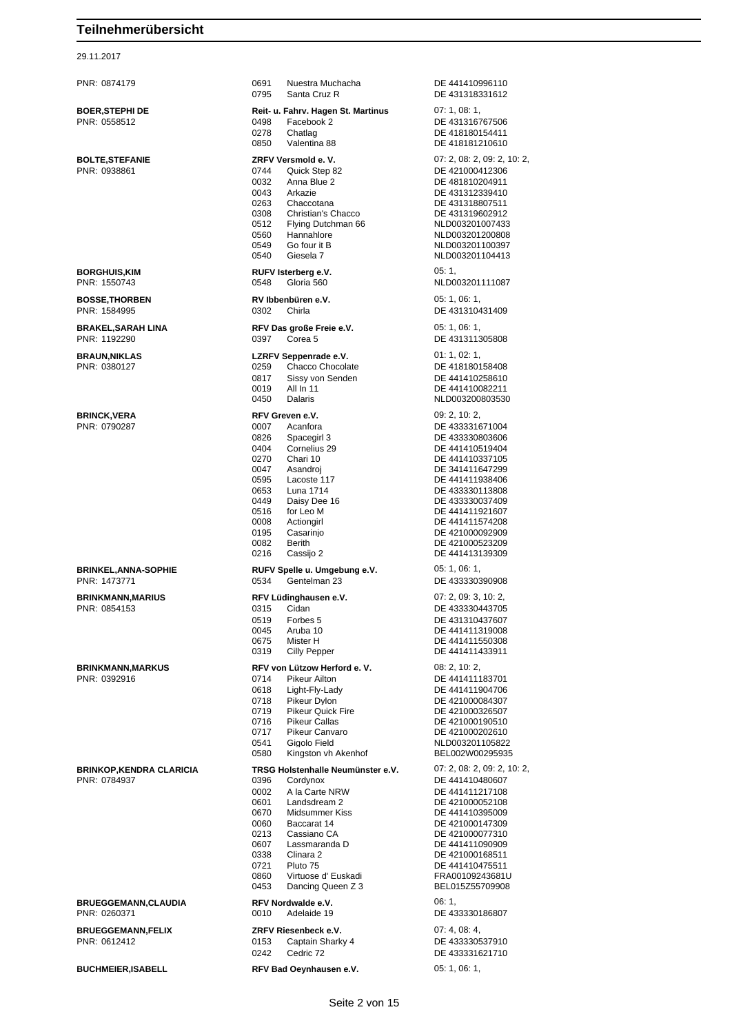# Teilnehmerübersicht

29.11.2017

| Teilnehmer | Verein / Pferd | Prüfungen / Lebensnummer |
|---|---|---|
| PNR: 0874179 | 0691 Nuestra Muchacha | DE 441410996110 |
| | 0795 Santa Cruz R | DE 431318331612 |
| **BOER,STEPHI DE** | **Reit- u. Fahrv. Hagen St. Martinus** | 07: 1, 08: 1, |
| PNR: 0558512 | 0498 Facebook 2 | DE 431316767506 |
| | 0278 Chatlag | DE 418180154411 |
| | 0850 Valentina 88 | DE 418181210610 |
| **BOLTE,STEFANIE** | **ZRFV Versmold e. V.** | 07: 2, 08: 2, 09: 2, 10: 2, |
| PNR: 0938861 | 0744 Quick Step 82 | DE 421000412306 |
| | 0032 Anna Blue 2 | DE 481810204911 |
| | 0043 Arkazie | DE 431312339410 |
| | 0263 Chaccotana | DE 431318807511 |
| | 0308 Christian's Chacco | DE 431319602912 |
| | 0512 Flying Dutchman 66 | NLD003201007433 |
| | 0560 Hannahlore | NLD003201200808 |
| | 0549 Go four it B | NLD003201100397 |
| | 0540 Giesela 7 | NLD003201104413 |
| **BORGHUIS,KIM** | **RUFV Isterberg e.V.** | 05: 1, |
| PNR: 1550743 | 0548 Gloria 560 | NLD003201111087 |
| **BOSSE,THORBEN** | **RV Ibbenbüren e.V.** | 05: 1, 06: 1, |
| PNR: 1584995 | 0302 Chirla | DE 431310431409 |
| **BRAKEL,SARAH LINA** | **RFV Das große Freie e.V.** | 05: 1, 06: 1, |
| PNR: 1192290 | 0397 Corea 5 | DE 431311305808 |
| **BRAUN,NIKLAS** | **LZRFV Seppenrade e.V.** | 01: 1, 02: 1, |
| PNR: 0380127 | 0259 Chacco Chocolate | DE 418180158408 |
| | 0817 Sissy von Senden | DE 441410258610 |
| | 0019 All In 11 | DE 441410082211 |
| | 0450 Dalaris | NLD003200803530 |
| **BRINCK,VERA** | **RFV Greven e.V.** | 09: 2, 10: 2, |
| PNR: 0790287 | 0007 Acanfora | DE 433331671004 |
| | 0826 Spacegirl 3 | DE 433330803606 |
| | 0404 Cornelius 29 | DE 441410519404 |
| | 0270 Chari 10 | DE 441410337105 |
| | 0047 Asandroj | DE 341411647299 |
| | 0595 Lacoste 117 | DE 441411938406 |
| | 0653 Luna 1714 | DE 433330113808 |
| | 0449 Daisy Dee 16 | DE 433330037409 |
| | 0516 for Leo M | DE 441411921607 |
| | 0008 Actiongirl | DE 441411574208 |
| | 0195 Casarinjo | DE 421000092909 |
| | 0082 Berith | DE 421000523209 |
| | 0216 Cassijo 2 | DE 441413139309 |
| **BRINKEL,ANNA-SOPHIE** | **RUFV Spelle u. Umgebung e.V.** | 05: 1, 06: 1, |
| PNR: 1473771 | 0534 Gentelman 23 | DE 433330390908 |
| **BRINKMANN,MARIUS** | **RFV Lüdinghausen e.V.** | 07: 2, 09: 3, 10: 2, |
| PNR: 0854153 | 0315 Cidan | DE 433330443705 |
| | 0519 Forbes 5 | DE 431310437607 |
| | 0045 Aruba 10 | DE 441411319008 |
| | 0675 Mister H | DE 441411550308 |
| | 0319 Cilly Pepper | DE 441411433911 |
| **BRINKMANN,MARKUS** | **RFV von Lützow Herford e. V.** | 08: 2, 10: 2, |
| PNR: 0392916 | 0714 Pikeur Ailton | DE 441411183701 |
| | 0618 Light-Fly-Lady | DE 441411904706 |
| | 0718 Pikeur Dylon | DE 421000084307 |
| | 0719 Pikeur Quick Fire | DE 421000326507 |
| | 0716 Pikeur Callas | DE 421000190510 |
| | 0717 Pikeur Canvaro | DE 421000202610 |
| | 0541 Gigolo Field | NLD003201105822 |
| | 0580 Kingston vh Akenhof | BEL002W00295935 |
| **BRINKOP,KENDRA CLARICIA** | **TRSG Holstenhalle Neumünster e.V.** | 07: 2, 08: 2, 09: 2, 10: 2, |
| PNR: 0784937 | 0396 Cordynox | DE 441410480607 |
| | 0002 A la Carte NRW | DE 441411217108 |
| | 0601 Landsdream 2 | DE 421000052108 |
| | 0670 Midsummer Kiss | DE 441410395009 |
| | 0060 Baccarat 14 | DE 421000147309 |
| | 0213 Cassiano CA | DE 421000077310 |
| | 0607 Lassmaranda D | DE 441411090909 |
| | 0338 Clinara 2 | DE 421000168511 |
| | 0721 Pluto 75 | DE 441410475511 |
| | 0860 Virtuose d' Euskadi | FRA00109243681U |
| | 0453 Dancing Queen Z 3 | BEL015Z55709908 |
| **BRUEGGEMANN,CLAUDIA** | **RFV Nordwalde e.V.** | 06: 1, |
| PNR: 0260371 | 0010 Adelaide 19 | DE 433330186807 |
| **BRUEGGEMANN,FELIX** | **ZRFV Riesenbeck e.V.** | 07: 4, 08: 4, |
| PNR: 0612412 | 0153 Captain Sharky 4 | DE 433330537910 |
| | 0242 Cedric 72 | DE 433331621710 |
| **BUCHMEIER,ISABELL** | **RFV Bad Oeynhausen e.V.** | 05: 1, 06: 1, |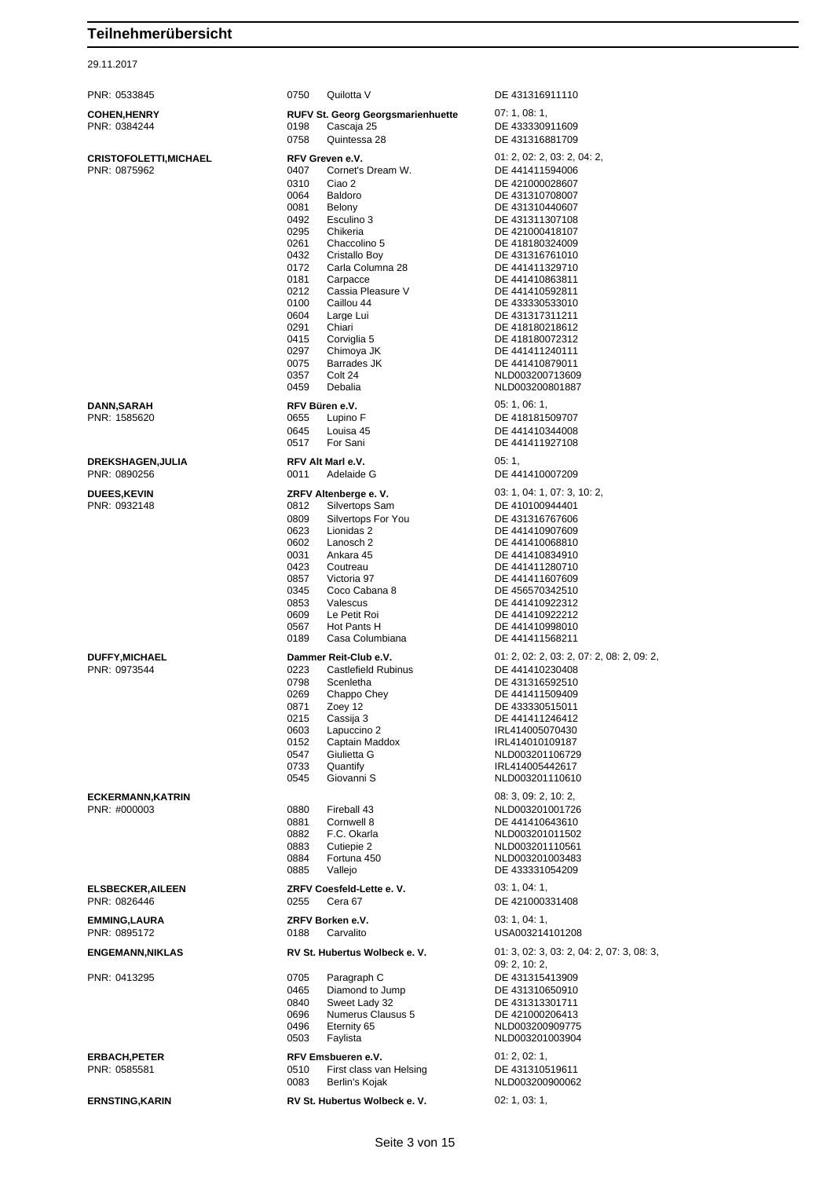# Teilnehmerübersicht

29.11.2017

| Teilnehmer | Nr. | Verein / Pferd | Info |
|---|---|---|---|
| PNR: 0533845 | 0750 | Quilotta V | DE 431316911110 |
| **COHEN,HENRY** | | **RUFV St. Georg Georgsmarienhuette** | 07: 1, 08: 1, |
| PNR: 0384244 | 0198 | Cascaja 25 | DE 433330911609 |
| | 0758 | Quintessa 28 | DE 431316881709 |
| **CRISTOFOLETTI,MICHAEL** | | **RFV Greven e.V.** | 01: 2, 02: 2, 03: 2, 04: 2, |
| PNR: 0875962 | 0407 | Cornet's Dream W. | DE 441411594006 |
| | 0310 | Ciao 2 | DE 421000028607 |
| | 0064 | Baldoro | DE 431310708007 |
| | 0081 | Belony | DE 431310440607 |
| | 0492 | Esculino 3 | DE 431311307108 |
| | 0295 | Chikeria | DE 421000418107 |
| | 0261 | Chaccolino 5 | DE 418180324009 |
| | 0432 | Cristallo Boy | DE 431316761010 |
| | 0172 | Carla Columna 28 | DE 441411329710 |
| | 0181 | Carpacce | DE 441410863811 |
| | 0212 | Cassia Pleasure V | DE 441410592811 |
| | 0100 | Caillou 44 | DE 433330533010 |
| | 0604 | Large Lui | DE 431317311211 |
| | 0291 | Chiari | DE 418180218612 |
| | 0415 | Corviglia 5 | DE 418180072312 |
| | 0297 | Chimoya JK | DE 441411240111 |
| | 0075 | Barrades JK | DE 441410879011 |
| | 0357 | Colt 24 | NLD003200713609 |
| | 0459 | Debalia | NLD003200801887 |
| **DANN,SARAH** | | **RFV Büren e.V.** | 05: 1, 06: 1, |
| PNR: 1585620 | 0655 | Lupino F | DE 418181509707 |
| | 0645 | Louisa 45 | DE 441410344008 |
| | 0517 | For Sani | DE 441411927108 |
| **DREKSHAGEN,JULIA** | | **RFV Alt Marl e.V.** | 05: 1, |
| PNR: 0890256 | 0011 | Adelaide G | DE 441410007209 |
| **DUEES,KEVIN** | | **ZRFV Altenberge e. V.** | 03: 1, 04: 1, 07: 3, 10: 2, |
| PNR: 0932148 | 0812 | Silvertops Sam | DE 410100944401 |
| | 0809 | Silvertops For You | DE 431316767606 |
| | 0623 | Lionidas 2 | DE 441410907609 |
| | 0602 | Lanosch 2 | DE 441410068810 |
| | 0031 | Ankara 45 | DE 441410834910 |
| | 0423 | Coutreau | DE 441411280710 |
| | 0857 | Victoria 97 | DE 441411607609 |
| | 0345 | Coco Cabana 8 | DE 456570342510 |
| | 0853 | Valescus | DE 441410922312 |
| | 0609 | Le Petit Roi | DE 441410922212 |
| | 0567 | Hot Pants H | DE 441410998010 |
| | 0189 | Casa Columbiana | DE 441411568211 |
| **DUFFY,MICHAEL** | | **Dammer Reit-Club e.V.** | 01: 2, 02: 2, 03: 2, 07: 2, 08: 2, 09: 2, |
| PNR: 0973544 | 0223 | Castlefield Rubinus | DE 441410230408 |
| | 0798 | Scenletha | DE 431316592510 |
| | 0269 | Chappo Chey | DE 441411509409 |
| | 0871 | Zoey 12 | DE 433330515011 |
| | 0215 | Cassija 3 | DE 441411246412 |
| | 0603 | Lapuccino 2 | IRL414005070430 |
| | 0152 | Captain Maddox | IRL414010109187 |
| | 0547 | Giulietta G | NLD003201106729 |
| | 0733 | Quantify | IRL414005442617 |
| | 0545 | Giovanni S | NLD003201110610 |
| **ECKERMANN,KATRIN** | | | 08: 3, 09: 2, 10: 2, |
| PNR: #000003 | 0880 | Fireball 43 | NLD003201001726 |
| | 0881 | Cornwell 8 | DE 441410643610 |
| | 0882 | F.C. Okarla | NLD003201011502 |
| | 0883 | Cutiepie 2 | NLD003201110561 |
| | 0884 | Fortuna 450 | NLD003201003483 |
| | 0885 | Vallejo | DE 433331054209 |
| **ELSBECKER,AILEEN** | | **ZRFV Coesfeld-Lette e. V.** | 03: 1, 04: 1, |
| PNR: 0826446 | 0255 | Cera 67 | DE 421000331408 |
| **EMMING,LAURA** | | **ZRFV Borken e.V.** | 03: 1, 04: 1, |
| PNR: 0895172 | 0188 | Carvalito | USA003214101208 |
| **ENGEMANN,NIKLAS** | | **RV St. Hubertus Wolbeck e. V.** | 01: 3, 02: 3, 03: 2, 04: 2, 07: 3, 08: 3, 09: 2, 10: 2, |
| PNR: 0413295 | 0705 | Paragraph C | DE 431315413909 |
| | 0465 | Diamond to Jump | DE 431310650910 |
| | 0840 | Sweet Lady 32 | DE 431313301711 |
| | 0696 | Numerus Clausus 5 | DE 421000206413 |
| | 0496 | Eternity 65 | NLD003200909775 |
| | 0503 | Faylista | NLD003201003904 |
| **ERBACH,PETER** | | **RFV Emsbueren e.V.** | 01: 2, 02: 1, |
| PNR: 0585581 | 0510 | First class van Helsing | DE 431310519611 |
| | 0083 | Berlin's Kojak | NLD003200900062 |
| **ERNSTING,KARIN** | | **RV St. Hubertus Wolbeck e. V.** | 02: 1, 03: 1, |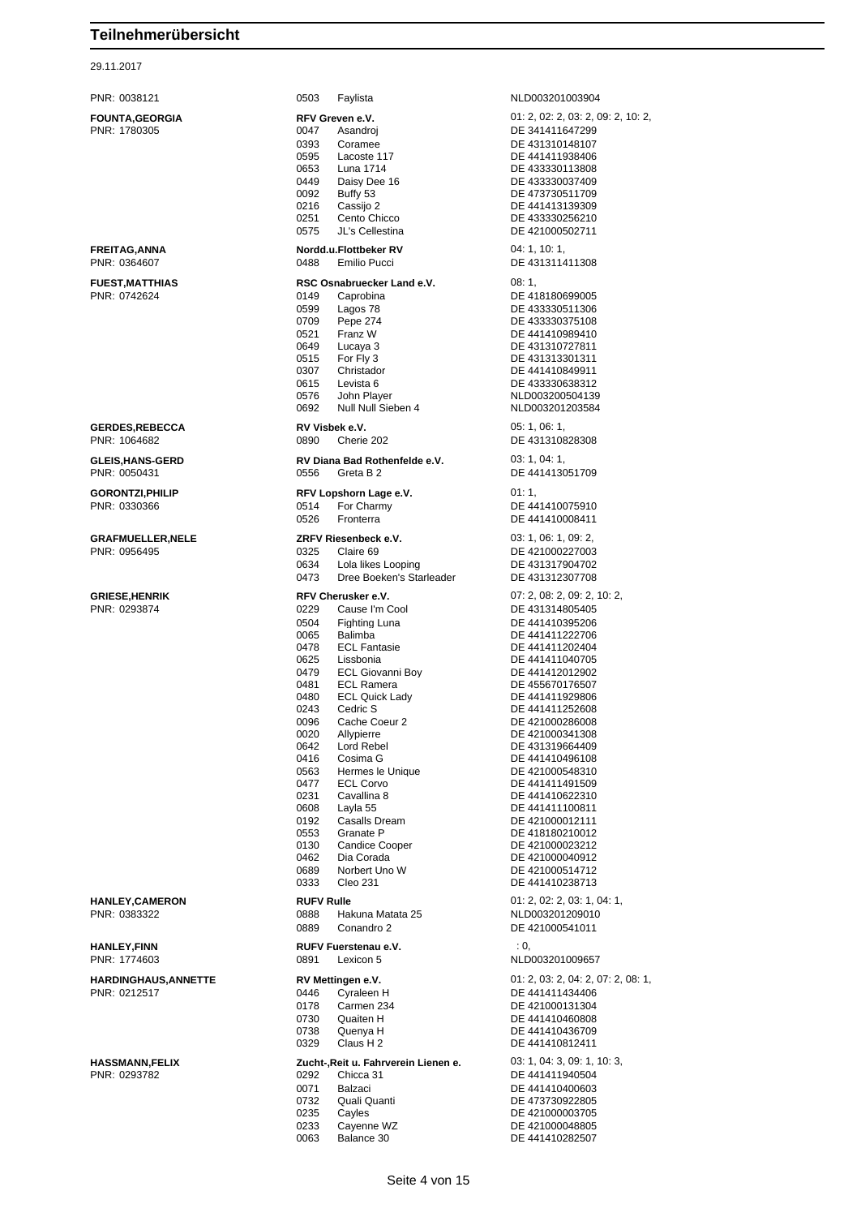# Teilnehmerübersicht

29.11.2017

| Teilnehmer | Verein / Pferd | | Info |
|---|---|---|---|
| PNR: 0038121 | 0503 | Faylista | NLD003201003904 |
| **FOUNTA,GEORGIA** | **RFV Greven e.V.** | | 01: 2, 02: 2, 03: 2, 09: 2, 10: 2, |
| PNR: 1780305 | 0047 | Asandroj | DE 341411647299 |
| | 0393 | Coramee | DE 431310148107 |
| | 0595 | Lacoste 117 | DE 441411938406 |
| | 0653 | Luna 1714 | DE 433330113808 |
| | 0449 | Daisy Dee 16 | DE 433330037409 |
| | 0092 | Buffy 53 | DE 473730511709 |
| | 0216 | Cassijo 2 | DE 441413139309 |
| | 0251 | Cento Chicco | DE 433330256210 |
| | 0575 | JL's Cellestina | DE 421000502711 |
| **FREITAG,ANNA** | **Nordd.u.Flottbeker RV** | | 04: 1, 10: 1, |
| PNR: 0364607 | 0488 | Emilio Pucci | DE 431311411308 |
| **FUEST,MATTHIAS** | **RSC Osnabruecker Land e.V.** | | 08: 1, |
| PNR: 0742624 | 0149 | Caprobina | DE 418180699005 |
| | 0599 | Lagos 78 | DE 433330511306 |
| | 0709 | Pepe 274 | DE 433330375108 |
| | 0521 | Franz W | DE 441410989410 |
| | 0649 | Lucaya 3 | DE 431310727811 |
| | 0515 | For Fly 3 | DE 431313301311 |
| | 0307 | Christador | DE 441410849911 |
| | 0615 | Levista 6 | DE 433330638312 |
| | 0576 | John Player | NLD003200504139 |
| | 0692 | Null Null Sieben 4 | NLD003201203584 |
| **GERDES,REBECCA** | **RV Visbek e.V.** | | 05: 1, 06: 1, |
| PNR: 1064682 | 0890 | Cherie 202 | DE 431310828308 |
| **GLEIS,HANS-GERD** | **RV Diana Bad Rothenfelde e.V.** | | 03: 1, 04: 1, |
| PNR: 0050431 | 0556 | Greta B 2 | DE 441413051709 |
| **GORONTZI,PHILIP** | **RFV Lopshorn Lage e.V.** | | 01: 1, |
| PNR: 0330366 | 0514 | For Charmy | DE 441410075910 |
| | 0526 | Fronterra | DE 441410008411 |
| **GRAFMUELLER,NELE** | **ZRFV Riesenbeck e.V.** | | 03: 1, 06: 1, 09: 2, |
| PNR: 0956495 | 0325 | Claire 69 | DE 421000227003 |
| | 0634 | Lola likes Looping | DE 431317904702 |
| | 0473 | Dree Boeken's Starleader | DE 431312307708 |
| **GRIESE,HENRIK** | **RFV Cherusker e.V.** | | 07: 2, 08: 2, 09: 2, 10: 2, |
| PNR: 0293874 | 0229 | Cause I'm Cool | DE 431314805405 |
| | 0504 | Fighting Luna | DE 441410395206 |
| | 0065 | Balimba | DE 441411222706 |
| | 0478 | ECL Fantasie | DE 441411202404 |
| | 0625 | Lissbonia | DE 441411040705 |
| | 0479 | ECL Giovanni Boy | DE 441412012902 |
| | 0481 | ECL Ramera | DE 455670176507 |
| | 0480 | ECL Quick Lady | DE 441411929806 |
| | 0243 | Cedric S | DE 441411252608 |
| | 0096 | Cache Coeur 2 | DE 421000286008 |
| | 0020 | Allypierre | DE 421000341308 |
| | 0642 | Lord Rebel | DE 431319664409 |
| | 0416 | Cosima G | DE 441410496108 |
| | 0563 | Hermes le Unique | DE 421000548310 |
| | 0477 | ECL Corvo | DE 441411491509 |
| | 0231 | Cavallina 8 | DE 441410622310 |
| | 0608 | Layla 55 | DE 441411100811 |
| | 0192 | Casalls Dream | DE 421000012111 |
| | 0553 | Granate P | DE 418180210012 |
| | 0130 | Candice Cooper | DE 421000023212 |
| | 0462 | Dia Corada | DE 421000040912 |
| | 0689 | Norbert Uno W | DE 421000514712 |
| | 0333 | Cleo 231 | DE 441410238713 |
| **HANLEY,CAMERON** | **RUFV Rulle** | | 01: 2, 02: 2, 03: 1, 04: 1, |
| PNR: 0383322 | 0888 | Hakuna Matata 25 | NLD003201209010 |
| | 0889 | Conandro 2 | DE 421000541011 |
| **HANLEY,FINN** | **RUFV Fuerstenau e.V.** | | : 0, |
| PNR: 1774603 | 0891 | Lexicon 5 | NLD003201009657 |
| **HARDINGHAUS,ANNETTE** | **RV Mettingen e.V.** | | 01: 2, 03: 2, 04: 2, 07: 2, 08: 1, |
| PNR: 0212517 | 0446 | Cyraleen H | DE 441411434406 |
| | 0178 | Carmen 234 | DE 421000131304 |
| | 0730 | Quaiten H | DE 441410460808 |
| | 0738 | Quenya H | DE 441410436709 |
| | 0329 | Claus H 2 | DE 441410812411 |
| **HASSMANN,FELIX** | **Zucht-,Reit u. Fahrverein Lienen e.** | | 03: 1, 04: 3, 09: 1, 10: 3, |
| PNR: 0293782 | 0292 | Chicca 31 | DE 441411940504 |
| | 0071 | Balzaci | DE 441410400603 |
| | 0732 | Quali Quanti | DE 473730922805 |
| | 0235 | Cayles | DE 421000003705 |
| | 0233 | Cayenne WZ | DE 421000048805 |
| | 0063 | Balance 30 | DE 441410282507 |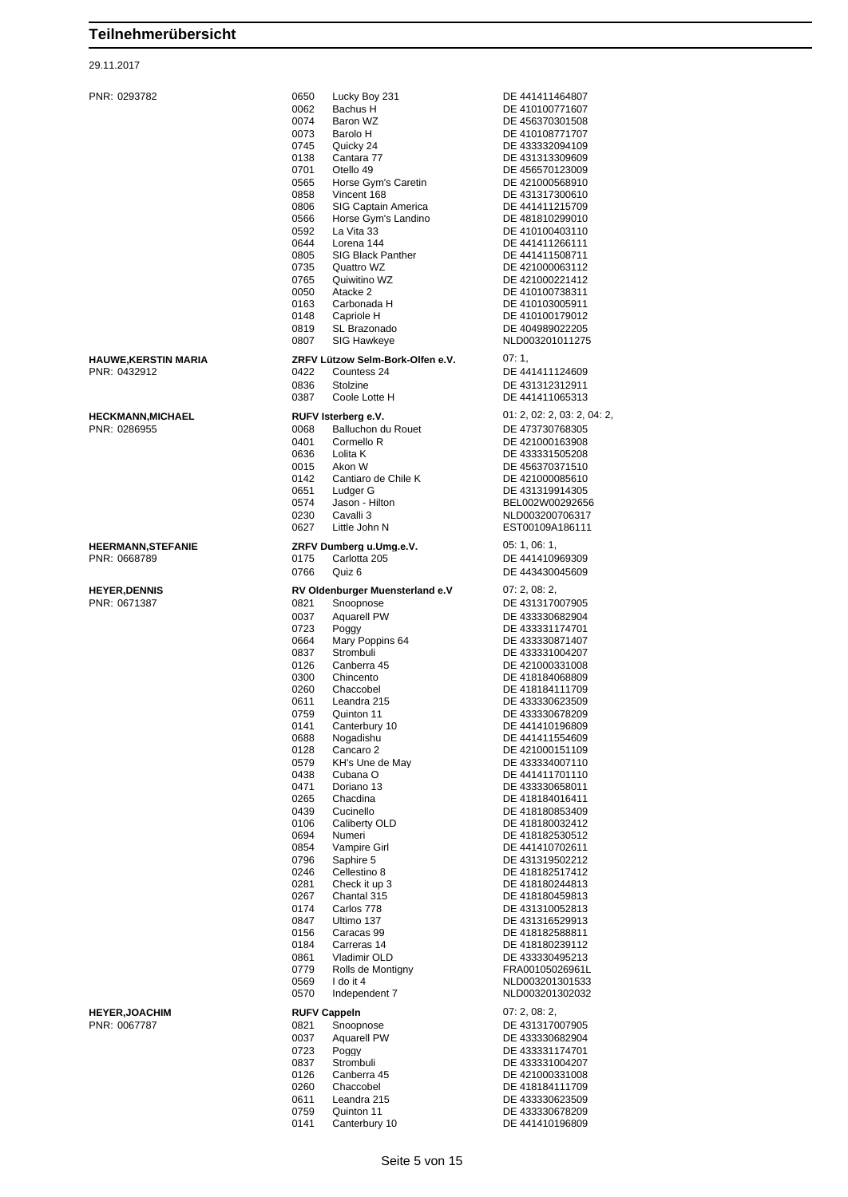# Teilnehmerübersicht

29.11.2017

PNR: 0293782

| | | |
|---|---|---|
| 0650 | Lucky Boy 231 | DE 441411464807 |
| 0062 | Bachus H | DE 410100771607 |
| 0074 | Baron WZ | DE 456370301508 |
| 0073 | Barolo H | DE 410108771707 |
| 0745 | Quicky 24 | DE 433332094109 |
| 0138 | Cantara 77 | DE 431313309609 |
| 0701 | Otello 49 | DE 456570123009 |
| 0565 | Horse Gym's Caretin | DE 421000568910 |
| 0858 | Vincent 168 | DE 431317300610 |
| 0806 | SIG Captain America | DE 441411215709 |
| 0566 | Horse Gym's Landino | DE 481810299010 |
| 0592 | La Vita 33 | DE 410100403110 |
| 0644 | Lorena 144 | DE 441411266111 |
| 0805 | SIG Black Panther | DE 441411508711 |
| 0735 | Quattro WZ | DE 421000063112 |
| 0765 | Quiwitino WZ | DE 421000221412 |
| 0050 | Atacke 2 | DE 410100738311 |
| 0163 | Carbonada H | DE 410103005911 |
| 0148 | Capriole H | DE 410100179012 |
| 0819 | SL Brazonado | DE 404989022205 |
| 0807 | SIG Hawkeye | NLD003201011275 |

**HAUWE,KERSTIN MARIA**
PNR: 0432912

**ZRFV Lützow Selm-Bork-Olfen e.V.** — 07: 1,

| | | |
|---|---|---|
| 0422 | Countess 24 | DE 441411124609 |
| 0836 | Stolzine | DE 431312312911 |
| 0387 | Coole Lotte H | DE 441411065313 |

**HECKMANN,MICHAEL**
PNR: 0286955

**RUFV Isterberg e.V.** — 01: 2, 02: 2, 03: 2, 04: 2,

| | | |
|---|---|---|
| 0068 | Balluchon du Rouet | DE 473730768305 |
| 0401 | Cormello R | DE 421000163908 |
| 0636 | Lolita K | DE 433331505208 |
| 0015 | Akon W | DE 456370371510 |
| 0142 | Cantiaro de Chile K | DE 421000085610 |
| 0651 | Ludger G | DE 431319914305 |
| 0574 | Jason - Hilton | BEL002W00292656 |
| 0230 | Cavalli 3 | NLD003200706317 |
| 0627 | Little John N | EST00109A186111 |

**HEERMANN,STEFANIE**
PNR: 0668789

**ZRFV Dumberg u.Umg.e.V.** — 05: 1, 06: 1,

| | | |
|---|---|---|
| 0175 | Carlotta 205 | DE 441410969309 |
| 0766 | Quiz 6 | DE 443430045609 |

**HEYER,DENNIS**
PNR: 0671387

**RV Oldenburger Muensterland e.V** — 07: 2, 08: 2,

| | | |
|---|---|---|
| 0821 | Snoopnose | DE 431317007905 |
| 0037 | Aquarell PW | DE 433330682904 |
| 0723 | Poggy | DE 433331174701 |
| 0664 | Mary Poppins 64 | DE 433330871407 |
| 0837 | Strombuli | DE 433331004207 |
| 0126 | Canberra 45 | DE 421000331008 |
| 0300 | Chincento | DE 418184068809 |
| 0260 | Chaccobel | DE 418184111709 |
| 0611 | Leandra 215 | DE 433330623509 |
| 0759 | Quinton 11 | DE 433330678209 |
| 0141 | Canterbury 10 | DE 441410196809 |
| 0688 | Nogadishu | DE 441411554609 |
| 0128 | Cancaro 2 | DE 421000151109 |
| 0579 | KH's Une de May | DE 433334007110 |
| 0438 | Cubana O | DE 441411701110 |
| 0471 | Doriano 13 | DE 433330658011 |
| 0265 | Chacdina | DE 418184016411 |
| 0439 | Cucinello | DE 418180853409 |
| 0106 | Caliberty OLD | DE 418180032412 |
| 0694 | Numeri | DE 418182530512 |
| 0854 | Vampire Girl | DE 441410702611 |
| 0796 | Saphire 5 | DE 431319502212 |
| 0246 | Cellestino 8 | DE 418182517412 |
| 0281 | Check it up 3 | DE 418180244813 |
| 0267 | Chantal 315 | DE 418180459813 |
| 0174 | Carlos 778 | DE 431310052813 |
| 0847 | Ultimo 137 | DE 431316529913 |
| 0156 | Caracas 99 | DE 418182588811 |
| 0184 | Carreras 14 | DE 418180239112 |
| 0861 | Vladimir OLD | DE 433330495213 |
| 0779 | Rolls de Montigny | FRA00105026961L |
| 0569 | I do it 4 | NLD003201301533 |
| 0570 | Independent 7 | NLD003201302032 |

**HEYER,JOACHIM**
PNR: 0067787

**RUFV Cappeln** — 07: 2, 08: 2,

| | | |
|---|---|---|
| 0821 | Snoopnose | DE 431317007905 |
| 0037 | Aquarell PW | DE 433330682904 |
| 0723 | Poggy | DE 433331174701 |
| 0837 | Strombuli | DE 433331004207 |
| 0126 | Canberra 45 | DE 421000331008 |
| 0260 | Chaccobel | DE 418184111709 |
| 0611 | Leandra 215 | DE 433330623509 |
| 0759 | Quinton 11 | DE 433330678209 |
| 0141 | Canterbury 10 | DE 441410196809 |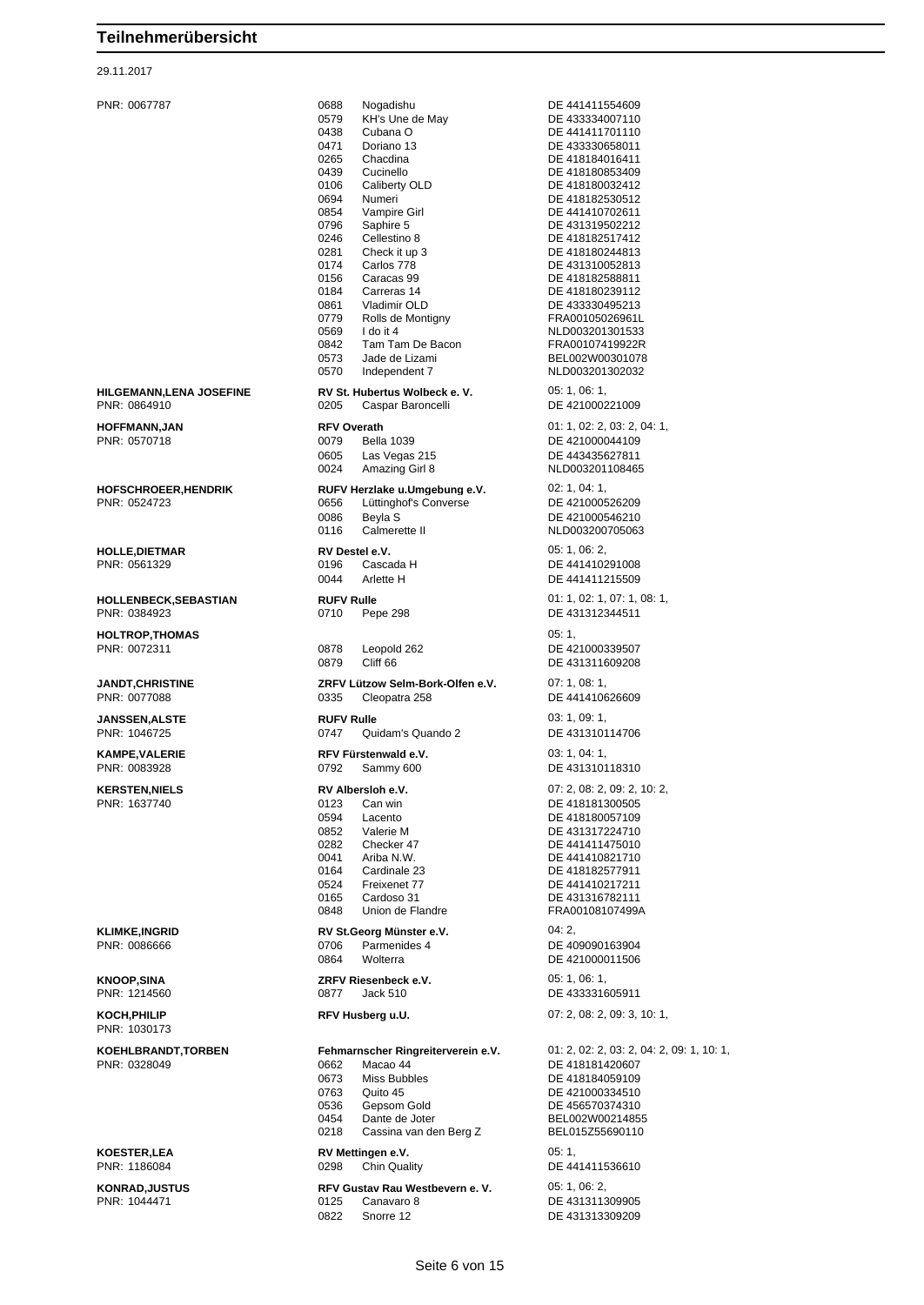# Teilnehmerübersicht

29.11.2017

| Reiter | Verein / Nr. | Pferd | Prüfungen / Lebensnr. |
|---|---|---|---|
| PNR: 0067787 | 0688 | Nogadishu | DE 441411554609 |
| | 0579 | KH's Une de May | DE 433334007110 |
| | 0438 | Cubana O | DE 441411701110 |
| | 0471 | Doriano 13 | DE 433330658011 |
| | 0265 | Chacdina | DE 418184016411 |
| | 0439 | Cucinello | DE 418180853409 |
| | 0106 | Caliberty OLD | DE 418180032412 |
| | 0694 | Numeri | DE 418182530512 |
| | 0854 | Vampire Girl | DE 441410702611 |
| | 0796 | Saphire 5 | DE 431319502212 |
| | 0246 | Cellestino 8 | DE 418182517412 |
| | 0281 | Check it up 3 | DE 418180244813 |
| | 0174 | Carlos 778 | DE 431310052813 |
| | 0156 | Caracas 99 | DE 418182588811 |
| | 0184 | Carreras 14 | DE 418180239112 |
| | 0861 | Vladimir OLD | DE 433330495213 |
| | 0779 | Rolls de Montigny | FRA00105026961L |
| | 0569 | I do it 4 | NLD003201301533 |
| | 0842 | Tam Tam De Bacon | FRA00107419922R |
| | 0573 | Jade de Lizami | BEL002W00301078 |
| | 0570 | Independent 7 | NLD003201302032 |
| **HILGEMANN,LENA JOSEFINE** | **RV St. Hubertus Wolbeck e. V.** | | 05: 1, 06: 1, |
| PNR: 0864910 | 0205 | Caspar Baroncelli | DE 421000221009 |
| **HOFFMANN,JAN** | **RFV Overath** | | 01: 1, 02: 2, 03: 2, 04: 1, |
| PNR: 0570718 | 0079 | Bella 1039 | DE 421000044109 |
| | 0605 | Las Vegas 215 | DE 443435627811 |
| | 0024 | Amazing Girl 8 | NLD003201108465 |
| **HOFSCHROEER,HENDRIK** | **RUFV Herzlake u.Umgebung e.V.** | | 02: 1, 04: 1, |
| PNR: 0524723 | 0656 | Lüttinghof's Converse | DE 421000526209 |
| | 0086 | Beyla S | DE 421000546210 |
| | 0116 | Calmerette II | NLD003200705063 |
| **HOLLE,DIETMAR** | **RV Destel e.V.** | | 05: 1, 06: 2, |
| PNR: 0561329 | 0196 | Cascada H | DE 441410291008 |
| | 0044 | Arlette H | DE 441411215509 |
| **HOLLENBECK,SEBASTIAN** | **RUFV Rulle** | | 01: 1, 02: 1, 07: 1, 08: 1, |
| PNR: 0384923 | 0710 | Pepe 298 | DE 431312344511 |
| **HOLTROP,THOMAS** | | | 05: 1, |
| PNR: 0072311 | 0878 | Leopold 262 | DE 421000339507 |
| | 0879 | Cliff 66 | DE 431311609208 |
| **JANDT,CHRISTINE** | **ZRFV Lützow Selm-Bork-Olfen e.V.** | | 07: 1, 08: 1, |
| PNR: 0077088 | 0335 | Cleopatra 258 | DE 441410626609 |
| **JANSSEN,ALSTE** | **RUFV Rulle** | | 03: 1, 09: 1, |
| PNR: 1046725 | 0747 | Quidam's Quando 2 | DE 431310114706 |
| **KAMPE,VALERIE** | **RFV Fürstenwald e.V.** | | 03: 1, 04: 1, |
| PNR: 0083928 | 0792 | Sammy 600 | DE 431310118310 |
| **KERSTEN,NIELS** | **RV Albersloh e.V.** | | 07: 2, 08: 2, 09: 2, 10: 2, |
| PNR: 1637740 | 0123 | Can win | DE 418181300505 |
| | 0594 | Lacento | DE 418180057109 |
| | 0852 | Valerie M | DE 431317224710 |
| | 0282 | Checker 47 | DE 441411475010 |
| | 0041 | Ariba N.W. | DE 441410821710 |
| | 0164 | Cardinale 23 | DE 418182577911 |
| | 0524 | Freixenet 77 | DE 441410217211 |
| | 0165 | Cardoso 31 | DE 431316782111 |
| | 0848 | Union de Flandre | FRA00108107499A |
| **KLIMKE,INGRID** | **RV St.Georg Münster e.V.** | | 04: 2, |
| PNR: 0086666 | 0706 | Parmenides 4 | DE 409090163904 |
| | 0864 | Wolterra | DE 421000011506 |
| **KNOOP,SINA** | **ZRFV Riesenbeck e.V.** | | 05: 1, 06: 1, |
| PNR: 1214560 | 0877 | Jack 510 | DE 433331605911 |
| **KOCH,PHILIP** | **RFV Husberg u.U.** | | 07: 2, 08: 2, 09: 3, 10: 1, |
| PNR: 1030173 | | | |
| **KOEHLBRANDT,TORBEN** | **Fehmarnscher Ringreiterverein e.V.** | | 01: 2, 02: 2, 03: 2, 04: 2, 09: 1, 10: 1, |
| PNR: 0328049 | 0662 | Macao 44 | DE 418181420607 |
| | 0673 | Miss Bubbles | DE 418184059109 |
| | 0763 | Quito 45 | DE 421000334510 |
| | 0536 | Gepsom Gold | DE 456570374310 |
| | 0454 | Dante de Joter | BEL002W00214855 |
| | 0218 | Cassina van den Berg Z | BEL015Z55690110 |
| **KOESTER,LEA** | **RV Mettingen e.V.** | | 05: 1, |
| PNR: 1186084 | 0298 | Chin Quality | DE 441411536610 |
| **KONRAD,JUSTUS** | **RFV Gustav Rau Westbevern e. V.** | | 05: 1, 06: 2, |
| PNR: 1044471 | 0125 | Canavaro 8 | DE 431311309905 |
| | 0822 | Snorre 12 | DE 431313309209 |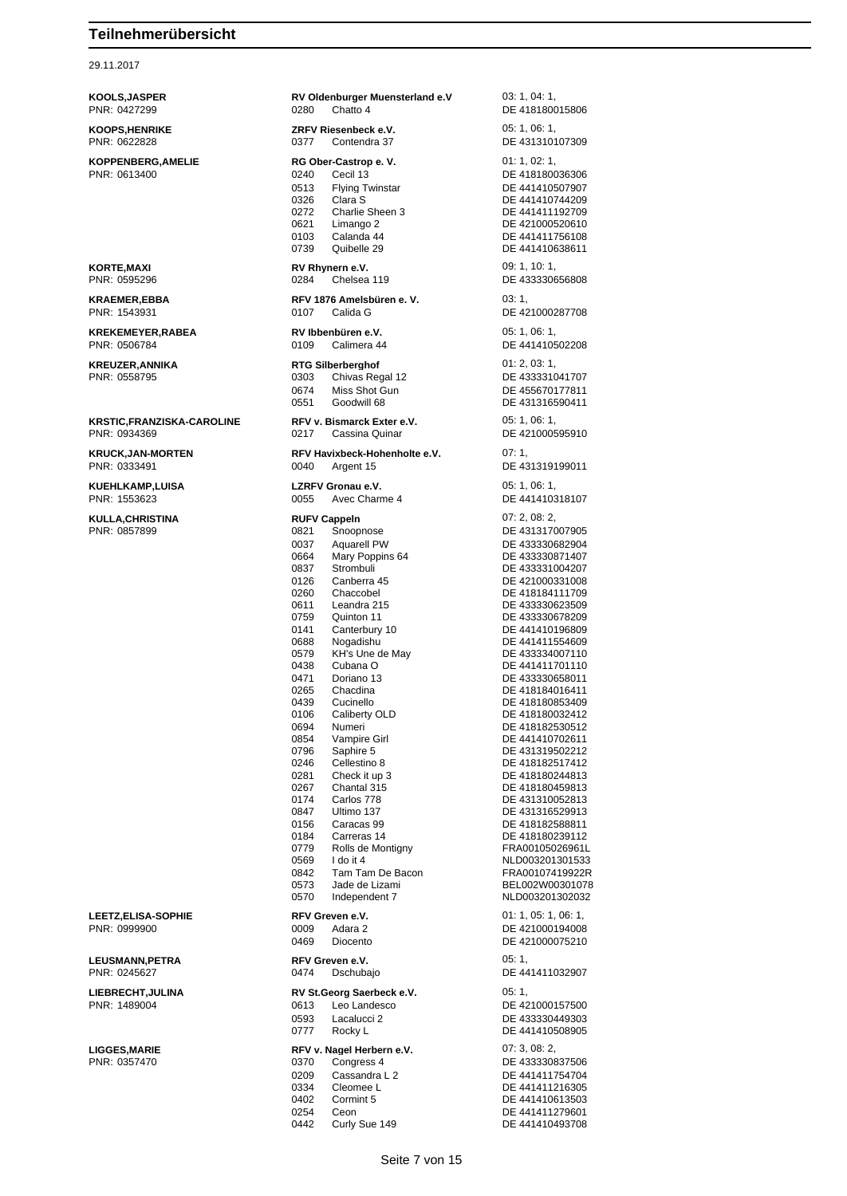# Teilnehmerübersicht

29.11.2017

| Teilnehmer | Verein / Pferd | | Prüfungen / Lebensnummer |
|---|---|---|---|
| **KOOLS,JASPER** | **RV Oldenburger Muensterland e.V** | | 03: 1, 04: 1, |
| PNR: 0427299 | 0280 | Chatto 4 | DE 418180015806 |
| **KOOPS,HENRIKE** | **ZRFV Riesenbeck e.V.** | | 05: 1, 06: 1, |
| PNR: 0622828 | 0377 | Contendra 37 | DE 431310107309 |
| **KOPPENBERG,AMELIE** | **RG Ober-Castrop e. V.** | | 01: 1, 02: 1, |
| PNR: 0613400 | 0240 | Cecil 13 | DE 418180036306 |
| | 0513 | Flying Twinstar | DE 441410507907 |
| | 0326 | Clara S | DE 441410744209 |
| | 0272 | Charlie Sheen 3 | DE 441411192709 |
| | 0621 | Limango 2 | DE 421000520610 |
| | 0103 | Calanda 44 | DE 441411756108 |
| | 0739 | Quibelle 29 | DE 441410638611 |
| **KORTE,MAXI** | **RV Rhynern e.V.** | | 09: 1, 10: 1, |
| PNR: 0595296 | 0284 | Chelsea 119 | DE 433330656808 |
| **KRAEMER,EBBA** | **RFV 1876 Amelsbüren e. V.** | | 03: 1, |
| PNR: 1543931 | 0107 | Calida G | DE 421000287708 |
| **KREKEMEYER,RABEA** | **RV Ibbenbüren e.V.** | | 05: 1, 06: 1, |
| PNR: 0506784 | 0109 | Calimera 44 | DE 441410502208 |
| **KREUZER,ANNIKA** | **RTG Silberberghof** | | 01: 2, 03: 1, |
| PNR: 0558795 | 0303 | Chivas Regal 12 | DE 433331041707 |
| | 0674 | Miss Shot Gun | DE 455670177811 |
| | 0551 | Goodwill 68 | DE 431316590411 |
| **KRSTIC,FRANZISKA-CAROLINE** | **RFV v. Bismarck Exter e.V.** | | 05: 1, 06: 1, |
| PNR: 0934369 | 0217 | Cassina Quinar | DE 421000595910 |
| **KRUCK,JAN-MORTEN** | **RFV Havixbeck-Hohenholte e.V.** | | 07: 1, |
| PNR: 0333491 | 0040 | Argent 15 | DE 431319199011 |
| **KUEHLKAMP,LUISA** | **LZRFV Gronau e.V.** | | 05: 1, 06: 1, |
| PNR: 1553623 | 0055 | Avec Charme 4 | DE 441410318107 |
| **KULLA,CHRISTINA** | **RUFV Cappeln** | | 07: 2, 08: 2, |
| PNR: 0857899 | 0821 | Snoopnose | DE 431317007905 |
| | 0037 | Aquarell PW | DE 433330682904 |
| | 0664 | Mary Poppins 64 | DE 433330871407 |
| | 0837 | Strombuli | DE 433331004207 |
| | 0126 | Canberra 45 | DE 421000331008 |
| | 0260 | Chaccobel | DE 418184111709 |
| | 0611 | Leandra 215 | DE 433330623509 |
| | 0759 | Quinton 11 | DE 433330678209 |
| | 0141 | Canterbury 10 | DE 441410196809 |
| | 0688 | Nogadishu | DE 441411554609 |
| | 0579 | KH's Une de May | DE 433334007110 |
| | 0438 | Cubana O | DE 441411701110 |
| | 0471 | Doriano 13 | DE 433330658011 |
| | 0265 | Chacdina | DE 418184016411 |
| | 0439 | Cucinello | DE 418180853409 |
| | 0106 | Caliberty OLD | DE 418180032412 |
| | 0694 | Numeri | DE 418182530512 |
| | 0854 | Vampire Girl | DE 441410702611 |
| | 0796 | Saphire 5 | DE 431319502212 |
| | 0246 | Cellestino 8 | DE 418182517412 |
| | 0281 | Check it up 3 | DE 418180244813 |
| | 0267 | Chantal 315 | DE 418180459813 |
| | 0174 | Carlos 778 | DE 431310052813 |
| | 0847 | Ultimo 137 | DE 431316529913 |
| | 0156 | Caracas 99 | DE 418182588811 |
| | 0184 | Carreras 14 | DE 418180239112 |
| | 0779 | Rolls de Montigny | FRA00105026961L |
| | 0569 | I do it 4 | NLD003201301533 |
| | 0842 | Tam Tam De Bacon | FRA00107419922R |
| | 0573 | Jade de Lizami | BEL002W00301078 |
| | 0570 | Independent 7 | NLD003201302032 |
| **LEETZ,ELISA-SOPHIE** | **RFV Greven e.V.** | | 01: 1, 05: 1, 06: 1, |
| PNR: 0999900 | 0009 | Adara 2 | DE 421000194008 |
| | 0469 | Diocento | DE 421000075210 |
| **LEUSMANN,PETRA** | **RFV Greven e.V.** | | 05: 1, |
| PNR: 0245627 | 0474 | Dschubajo | DE 441411032907 |
| **LIEBRECHT,JULINA** | **RV St.Georg Saerbeck e.V.** | | 05: 1, |
| PNR: 1489004 | 0613 | Leo Landesco | DE 421000157500 |
| | 0593 | Lacalucci 2 | DE 433330449303 |
| | 0777 | Rocky L | DE 441410508905 |
| **LIGGES,MARIE** | **RFV v. Nagel Herbern e.V.** | | 07: 3, 08: 2, |
| PNR: 0357470 | 0370 | Congress 4 | DE 433330837506 |
| | 0209 | Cassandra L 2 | DE 441411754704 |
| | 0334 | Cleomee L | DE 441411216305 |
| | 0402 | Cormint 5 | DE 441410613503 |
| | 0254 | Ceon | DE 441411279601 |
| | 0442 | Curly Sue 149 | DE 441410493708 |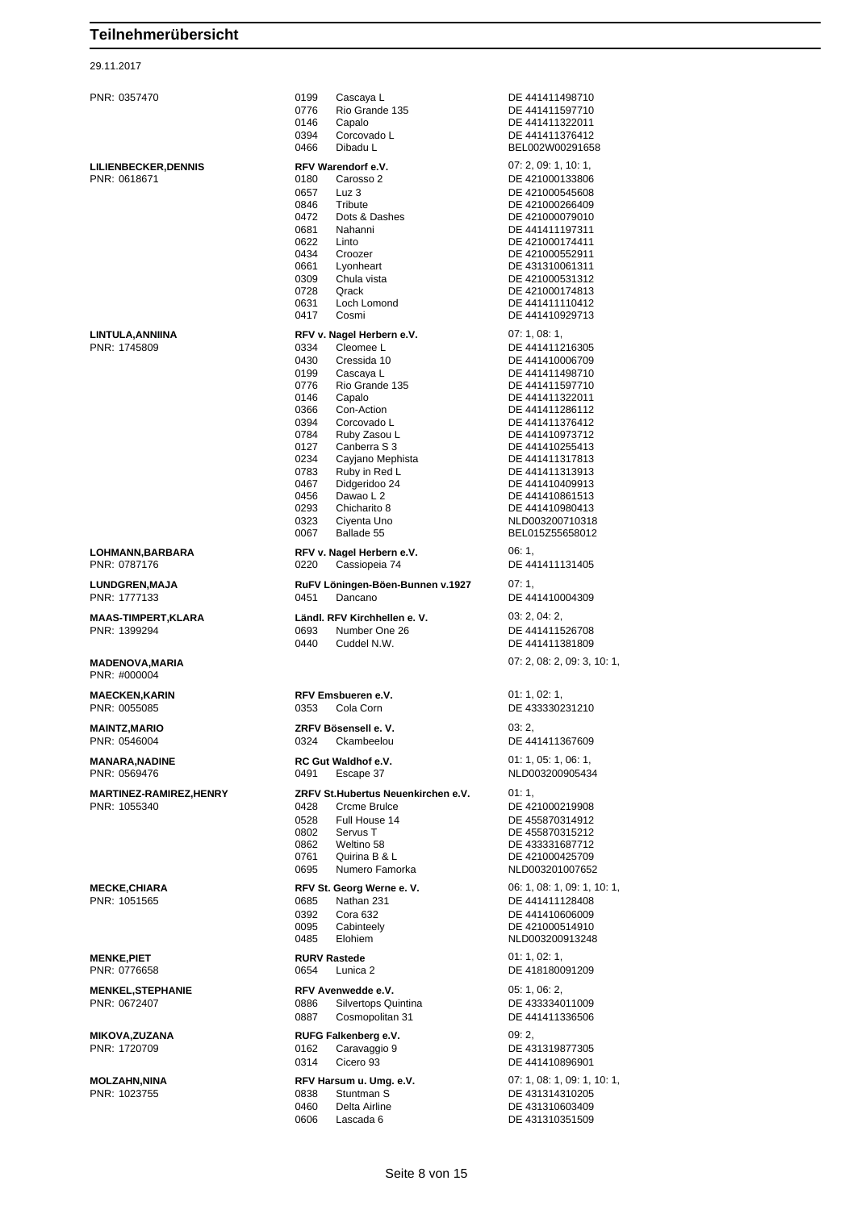# Teilnehmerübersicht

29.11.2017

| Teilnehmer | Verein / Pferd | Nummer |
|---|---|---|
| PNR: 0357470 | 0199 Cascaya L | DE 441411498710 |
| | 0776 Rio Grande 135 | DE 441411597710 |
| | 0146 Capalo | DE 441411322011 |
| | 0394 Corcovado L | DE 441411376412 |
| | 0466 Dibadu L | BEL002W00291658 |
| **LILIENBECKER,DENNIS** | **RFV Warendorf e.V.** | 07: 2, 09: 1, 10: 1, |
| PNR: 0618671 | 0180 Carosso 2 | DE 421000133806 |
| | 0657 Luz 3 | DE 421000545608 |
| | 0846 Tribute | DE 421000266409 |
| | 0472 Dots & Dashes | DE 421000079010 |
| | 0681 Nahanni | DE 441411197311 |
| | 0622 Linto | DE 421000174411 |
| | 0434 Croozer | DE 421000552911 |
| | 0661 Lyonheart | DE 431310061311 |
| | 0309 Chula vista | DE 421000531312 |
| | 0728 Qrack | DE 421000174813 |
| | 0631 Loch Lomond | DE 441411110412 |
| | 0417 Cosmi | DE 441410929713 |
| **LINTULA,ANNIINA** | **RFV v. Nagel Herbern e.V.** | 07: 1, 08: 1, |
| PNR: 1745809 | 0334 Cleomee L | DE 441411216305 |
| | 0430 Cressida 10 | DE 441410006709 |
| | 0199 Cascaya L | DE 441411498710 |
| | 0776 Rio Grande 135 | DE 441411597710 |
| | 0146 Capalo | DE 441411322011 |
| | 0366 Con-Action | DE 441411286112 |
| | 0394 Corcovado L | DE 441411376412 |
| | 0784 Ruby Zasou L | DE 441410973712 |
| | 0127 Canberra S 3 | DE 441410255413 |
| | 0234 Cayjano Mephista | DE 441411317813 |
| | 0783 Ruby in Red L | DE 441411313913 |
| | 0467 Didgeridoo 24 | DE 441410409913 |
| | 0456 Dawao L 2 | DE 441410861513 |
| | 0293 Chicharito 8 | DE 441410980413 |
| | 0323 Ciyenta Uno | NLD003200710318 |
| | 0067 Ballade 55 | BEL015Z55658012 |
| **LOHMANN,BARBARA** | **RFV v. Nagel Herbern e.V.** | 06: 1, |
| PNR: 0787176 | 0220 Cassiopeia 74 | DE 441411131405 |
| **LUNDGREN,MAJA** | **RuFV Löningen-Böen-Bunnen v.1927** | 07: 1, |
| PNR: 1777133 | 0451 Dancano | DE 441410004309 |
| **MAAS-TIMPERT,KLARA** | **Ländl. RFV Kirchhellen e. V.** | 03: 2, 04: 2, |
| PNR: 1399294 | 0693 Number One 26 | DE 441411526708 |
| | 0440 Cuddel N.W. | DE 441411381809 |
| **MADENOVA,MARIA** | | 07: 2, 08: 2, 09: 3, 10: 1, |
| PNR: #000004 | | |
| **MAECKEN,KARIN** | **RFV Emsbueren e.V.** | 01: 1, 02: 1, |
| PNR: 0055085 | 0353 Cola Corn | DE 433330231210 |
| **MAINTZ,MARIO** | **ZRFV Bösensell e. V.** | 03: 2, |
| PNR: 0546004 | 0324 Ckambeelou | DE 441411367609 |
| **MANARA,NADINE** | **RC Gut Waldhof e.V.** | 01: 1, 05: 1, 06: 1, |
| PNR: 0569476 | 0491 Escape 37 | NLD003200905434 |
| **MARTINEZ-RAMIREZ,HENRY** | **ZRFV St.Hubertus Neuenkirchen e.V.** | 01: 1, |
| PNR: 1055340 | 0428 Crcme Brulce | DE 421000219908 |
| | 0528 Full House 14 | DE 455870314912 |
| | 0802 Servus T | DE 455870315212 |
| | 0862 Weltino 58 | DE 433331687712 |
| | 0761 Quirina B & L | DE 421000425709 |
| | 0695 Numero Famorka | NLD003201007652 |
| **MECKE,CHIARA** | **RFV St. Georg Werne e. V.** | 06: 1, 08: 1, 09: 1, 10: 1, |
| PNR: 1051565 | 0685 Nathan 231 | DE 441411128408 |
| | 0392 Cora 632 | DE 441410606009 |
| | 0095 Cabinteely | DE 421000514910 |
| | 0485 Elohiem | NLD003200913248 |
| **MENKE,PIET** | **RURV Rastede** | 01: 1, 02: 1, |
| PNR: 0776658 | 0654 Lunica 2 | DE 418180091209 |
| **MENKEL,STEPHANIE** | **RFV Avenwedde e.V.** | 05: 1, 06: 2, |
| PNR: 0672407 | 0886 Silvertops Quintina | DE 433334011009 |
| | 0887 Cosmopolitan 31 | DE 441411336506 |
| **MIKOVA,ZUZANA** | **RUFG Falkenberg e.V.** | 09: 2, |
| PNR: 1720709 | 0162 Caravaggio 9 | DE 431319877305 |
| | 0314 Cicero 93 | DE 441410896901 |
| **MOLZAHN,NINA** | **RFV Harsum u. Umg. e.V.** | 07: 1, 08: 1, 09: 1, 10: 1, |
| PNR: 1023755 | 0838 Stuntman S | DE 431314310205 |
| | 0460 Delta Airline | DE 431310603409 |
| | 0606 Lascada 6 | DE 431310351509 |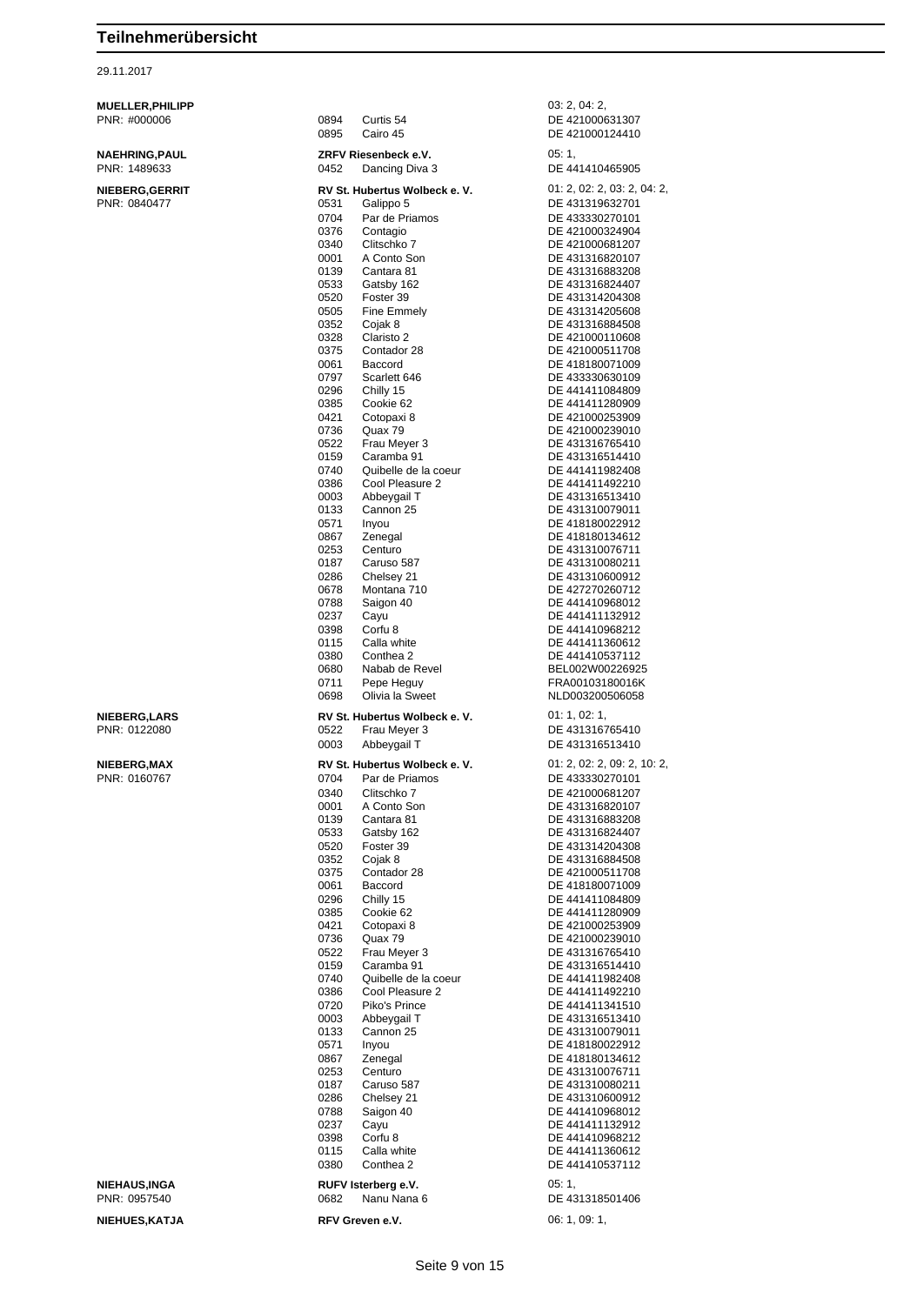# Teilnehmerübersicht

29.11.2017

**MUELLER,PHILIPP**
PNR: #000006

03: 2, 04: 2,

| Nr. | Pferd | Lebensnummer |
|---|---|---|
| 0894 | Curtis 54 | DE 421000631307 |
| 0895 | Cairo 45 | DE 421000124410 |

**NAEHRING,PAUL**
PNR: 1489633

**ZRFV Riesenbeck e.V.**

05: 1,

| Nr. | Pferd | Lebensnummer |
|---|---|---|
| 0452 | Dancing Diva 3 | DE 441410465905 |

**NIEBERG,GERRIT**
PNR: 0840477

**RV St. Hubertus Wolbeck e. V.**

01: 2, 02: 2, 03: 2, 04: 2,

| Nr. | Pferd | Lebensnummer |
|---|---|---|
| 0531 | Galippo 5 | DE 431319632701 |
| 0704 | Par de Priamos | DE 433330270101 |
| 0376 | Contagio | DE 421000324904 |
| 0340 | Clitschko 7 | DE 421000681207 |
| 0001 | A Conto Son | DE 431316820107 |
| 0139 | Cantara 81 | DE 431316883208 |
| 0533 | Gatsby 162 | DE 431316824407 |
| 0520 | Foster 39 | DE 431314204308 |
| 0505 | Fine Emmely | DE 431314205608 |
| 0352 | Cojak 8 | DE 431316884508 |
| 0328 | Claristo 2 | DE 421000110608 |
| 0375 | Contador 28 | DE 421000511708 |
| 0061 | Baccord | DE 418180071009 |
| 0797 | Scarlett 646 | DE 433330630109 |
| 0296 | Chilly 15 | DE 441411084809 |
| 0385 | Cookie 62 | DE 441411280909 |
| 0421 | Cotopaxi 8 | DE 421000253909 |
| 0736 | Quax 79 | DE 421000239010 |
| 0522 | Frau Meyer 3 | DE 431316765410 |
| 0159 | Caramba 91 | DE 431316514410 |
| 0740 | Quibelle de la coeur | DE 441411982408 |
| 0386 | Cool Pleasure 2 | DE 441411492210 |
| 0003 | Abbeygail T | DE 431316513410 |
| 0133 | Cannon 25 | DE 431310079011 |
| 0571 | Inyou | DE 418180022912 |
| 0867 | Zenegal | DE 418180134612 |
| 0253 | Centuro | DE 431310076711 |
| 0187 | Caruso 587 | DE 431310080211 |
| 0286 | Chelsey 21 | DE 431310600912 |
| 0678 | Montana 710 | DE 427270260712 |
| 0788 | Saigon 40 | DE 441410968012 |
| 0237 | Cayu | DE 441411132912 |
| 0398 | Corfu 8 | DE 441410968212 |
| 0115 | Calla white | DE 441411360612 |
| 0380 | Conthea 2 | DE 441410537112 |
| 0680 | Nabab de Revel | BEL002W00226925 |
| 0711 | Pepe Heguy | FRA00103180016K |
| 0698 | Olivia la Sweet | NLD003200506058 |

**NIEBERG,LARS**
PNR: 0122080

**RV St. Hubertus Wolbeck e. V.**

01: 1, 02: 1,

| Nr. | Pferd | Lebensnummer |
|---|---|---|
| 0522 | Frau Meyer 3 | DE 431316765410 |
| 0003 | Abbeygail T | DE 431316513410 |

**NIEBERG,MAX**
PNR: 0160767

**RV St. Hubertus Wolbeck e. V.**

01: 2, 02: 2, 09: 2, 10: 2,

| Nr. | Pferd | Lebensnummer |
|---|---|---|
| 0704 | Par de Priamos | DE 433330270101 |
| 0340 | Clitschko 7 | DE 421000681207 |
| 0001 | A Conto Son | DE 431316820107 |
| 0139 | Cantara 81 | DE 431316883208 |
| 0533 | Gatsby 162 | DE 431316824407 |
| 0520 | Foster 39 | DE 431314204308 |
| 0352 | Cojak 8 | DE 431316884508 |
| 0375 | Contador 28 | DE 421000511708 |
| 0061 | Baccord | DE 418180071009 |
| 0296 | Chilly 15 | DE 441411084809 |
| 0385 | Cookie 62 | DE 441411280909 |
| 0421 | Cotopaxi 8 | DE 421000253909 |
| 0736 | Quax 79 | DE 421000239010 |
| 0522 | Frau Meyer 3 | DE 431316765410 |
| 0159 | Caramba 91 | DE 431316514410 |
| 0740 | Quibelle de la coeur | DE 441411982408 |
| 0386 | Cool Pleasure 2 | DE 441411492210 |
| 0720 | Piko's Prince | DE 441411341510 |
| 0003 | Abbeygail T | DE 431316513410 |
| 0133 | Cannon 25 | DE 431310079011 |
| 0571 | Inyou | DE 418180022912 |
| 0867 | Zenegal | DE 418180134612 |
| 0253 | Centuro | DE 431310076711 |
| 0187 | Caruso 587 | DE 431310080211 |
| 0286 | Chelsey 21 | DE 431310600912 |
| 0788 | Saigon 40 | DE 441410968012 |
| 0237 | Cayu | DE 441411132912 |
| 0398 | Corfu 8 | DE 441410968212 |
| 0115 | Calla white | DE 441411360612 |
| 0380 | Conthea 2 | DE 441410537112 |

**NIEHAUS,INGA**
PNR: 0957540

**RUFV Isterberg e.V.**

05: 1,

| Nr. | Pferd | Lebensnummer |
|---|---|---|
| 0682 | Nanu Nana 6 | DE 431318501406 |

**NIEHUES,KATJA**

**RFV Greven e.V.**

06: 1, 09: 1,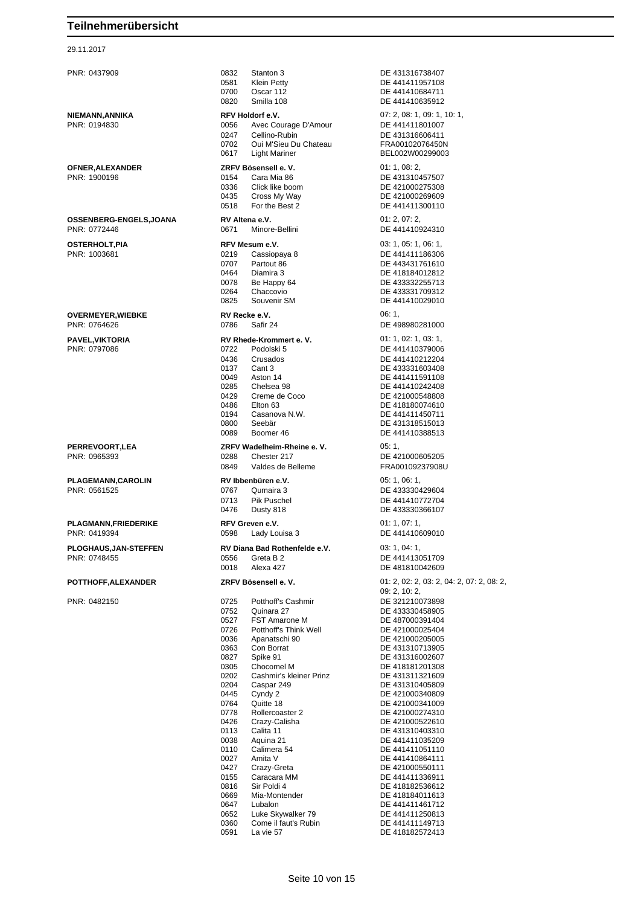## Teilnehmerübersicht

29.11.2017

| Teilnehmer | Verein / Nr. | Pferd | Prüfungen / Lebensnr. |
|---|---|---|---|
| PNR: 0437909 | 0832 | Stanton 3 | DE 431316738407 |
| | 0581 | Klein Petty | DE 441411957108 |
| | 0700 | Oscar 112 | DE 441410684711 |
| | 0820 | Smilla 108 | DE 441410635912 |
| **NIEMANN,ANNIKA** | **RFV Holdorf e.V.** | | 07: 2, 08: 1, 09: 1, 10: 1, |
| PNR: 0194830 | 0056 | Avec Courage D'Amour | DE 441411801007 |
| | 0247 | Cellino-Rubin | DE 431316606411 |
| | 0702 | Oui M'Sieu Du Chateau | FRA00102076450N |
| | 0617 | Light Mariner | BEL002W00299003 |
| **OFNER,ALEXANDER** | **ZRFV Bösensell e. V.** | | 01: 1, 08: 2, |
| PNR: 1900196 | 0154 | Cara Mia 86 | DE 431310457507 |
| | 0336 | Click like boom | DE 421000275308 |
| | 0435 | Cross My Way | DE 421000269609 |
| | 0518 | For the Best 2 | DE 441411300110 |
| **OSSENBERG-ENGELS,JOANA** | **RV Altena e.V.** | | 01: 2, 07: 2, |
| PNR: 0772446 | 0671 | Minore-Bellini | DE 441410924310 |
| **OSTERHOLT,PIA** | **RFV Mesum e.V.** | | 03: 1, 05: 1, 06: 1, |
| PNR: 1003681 | 0219 | Cassiopaya 8 | DE 441411186306 |
| | 0707 | Partout 86 | DE 443431761610 |
| | 0464 | Diamira 3 | DE 418184012812 |
| | 0078 | Be Happy 64 | DE 433332255713 |
| | 0264 | Chaccovio | DE 433331709312 |
| | 0825 | Souvenir SM | DE 441410029010 |
| **OVERMEYER,WIEBKE** | **RV Recke e.V.** | | 06: 1, |
| PNR: 0764626 | 0786 | Safir 24 | DE 498980281000 |
| **PAVEL,VIKTORIA** | **RV Rhede-Krommert e. V.** | | 01: 1, 02: 1, 03: 1, |
| PNR: 0797086 | 0722 | Podolski 5 | DE 441410379006 |
| | 0436 | Crusados | DE 441410212204 |
| | 0137 | Cant 3 | DE 433331603408 |
| | 0049 | Aston 14 | DE 441411591108 |
| | 0285 | Chelsea 98 | DE 441410242408 |
| | 0429 | Creme de Coco | DE 421000548808 |
| | 0486 | Elton 63 | DE 418180074610 |
| | 0194 | Casanova N.W. | DE 441411450711 |
| | 0800 | Seebär | DE 431318515013 |
| | 0089 | Boomer 46 | DE 441410388513 |
| **PERREVOORT,LEA** | **ZRFV Wadelheim-Rheine e. V.** | | 05: 1, |
| PNR: 0965393 | 0288 | Chester 217 | DE 421000605205 |
| | 0849 | Valdes de Belleme | FRA00109237908U |
| **PLAGEMANN,CAROLIN** | **RV Ibbenbüren e.V.** | | 05: 1, 06: 1, |
| PNR: 0561525 | 0767 | Qumaira 3 | DE 433330429604 |
| | 0713 | Pik Puschel | DE 441410772704 |
| | 0476 | Dusty 818 | DE 433330366107 |
| **PLAGMANN,FRIEDERIKE** | **RFV Greven e.V.** | | 01: 1, 07: 1, |
| PNR: 0419394 | 0598 | Lady Louisa 3 | DE 441410609010 |
| **PLOGHAUS,JAN-STEFFEN** | **RV Diana Bad Rothenfelde e.V.** | | 03: 1, 04: 1, |
| PNR: 0748455 | 0556 | Greta B 2 | DE 441413051709 |
| | 0018 | Alexa 427 | DE 481810042609 |
| **POTTHOFF,ALEXANDER** | **ZRFV Bösensell e. V.** | | 01: 2, 02: 2, 03: 2, 04: 2, 07: 2, 08: 2, 09: 2, 10: 2, |
| PNR: 0482150 | 0725 | Potthoff's Cashmir | DE 321210073898 |
| | 0752 | Quinara 27 | DE 433330458905 |
| | 0527 | FST Amarone M | DE 487000391404 |
| | 0726 | Potthoff's Think Well | DE 421000025404 |
| | 0036 | Apanatschi 90 | DE 421000205005 |
| | 0363 | Con Borrat | DE 431310713905 |
| | 0827 | Spike 91 | DE 431316002607 |
| | 0305 | Chocomel M | DE 418181201308 |
| | 0202 | Cashmir's kleiner Prinz | DE 431311321609 |
| | 0204 | Caspar 249 | DE 431310405809 |
| | 0445 | Cyndy 2 | DE 421000340809 |
| | 0764 | Quitte 18 | DE 421000341009 |
| | 0778 | Rollercoaster 2 | DE 421000274310 |
| | 0426 | Crazy-Calisha | DE 421000522610 |
| | 0113 | Calita 11 | DE 431310403310 |
| | 0038 | Aquina 21 | DE 441411035209 |
| | 0110 | Calimera 54 | DE 441411051110 |
| | 0027 | Amita V | DE 441410864111 |
| | 0427 | Crazy-Greta | DE 421000550111 |
| | 0155 | Caracara MM | DE 441411336911 |
| | 0816 | Sir Poldi 4 | DE 418182536612 |
| | 0669 | Mia-Montender | DE 418184011613 |
| | 0647 | Lubalon | DE 441411461712 |
| | 0652 | Luke Skywalker 79 | DE 441411250813 |
| | 0360 | Come il faut's Rubin | DE 441411149713 |
| | 0591 | La vie 57 | DE 418182572413 |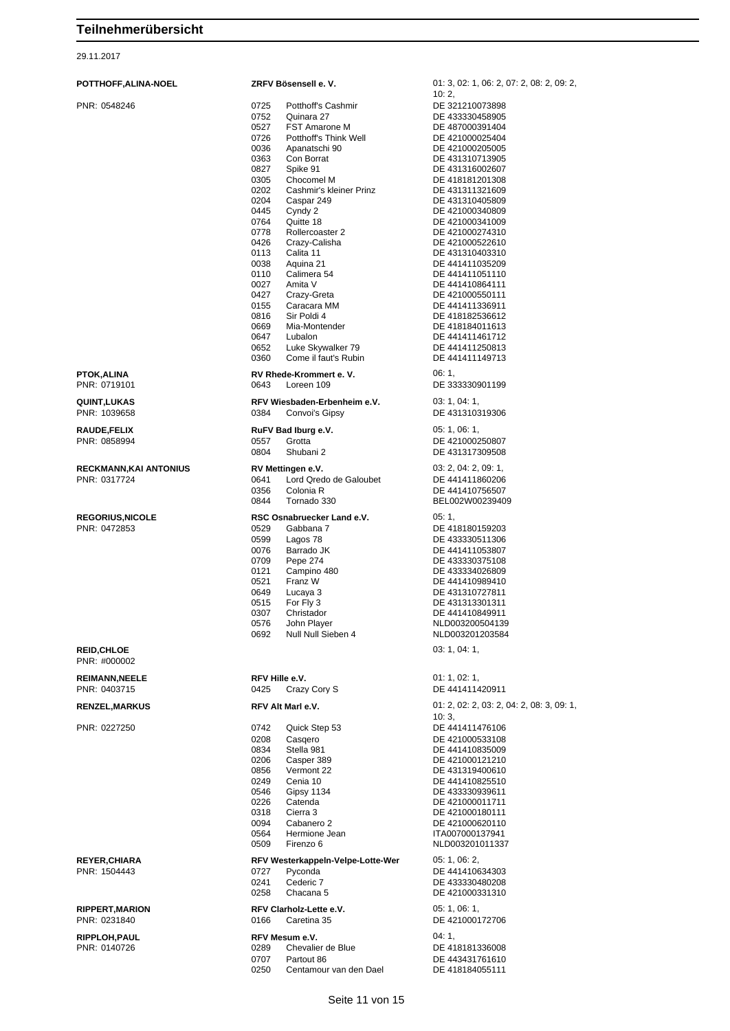# Teilnehmerübersicht

29.11.2017

| Teilnehmer | Verein / Pferd | | Prüfungen / Lebensnr. |
|---|---|---|---|
| **POTTHOFF,ALINA-NOEL** | **ZRFV Bösensell e. V.** | | 01: 3, 02: 1, 06: 2, 07: 2, 08: 2, 09: 2, 10: 2, |
| PNR: 0548246 | 0725 | Potthoff's Cashmir | DE 321210073898 |
| | 0752 | Quinara 27 | DE 433330458905 |
| | 0527 | FST Amarone M | DE 487000391404 |
| | 0726 | Potthoff's Think Well | DE 421000025404 |
| | 0036 | Apanatschi 90 | DE 421000205005 |
| | 0363 | Con Borrat | DE 431310713905 |
| | 0827 | Spike 91 | DE 431316002607 |
| | 0305 | Chocomel M | DE 418181201308 |
| | 0202 | Cashmir's kleiner Prinz | DE 431311321609 |
| | 0204 | Caspar 249 | DE 431310405809 |
| | 0445 | Cyndy 2 | DE 421000340809 |
| | 0764 | Quitte 18 | DE 421000341009 |
| | 0778 | Rollercoaster 2 | DE 421000274310 |
| | 0426 | Crazy-Calisha | DE 421000522610 |
| | 0113 | Calita 11 | DE 431310403310 |
| | 0038 | Aquina 21 | DE 441411035209 |
| | 0110 | Calimera 54 | DE 441411051110 |
| | 0027 | Amita V | DE 441410864111 |
| | 0427 | Crazy-Greta | DE 421000550111 |
| | 0155 | Caracara MM | DE 441411336911 |
| | 0816 | Sir Poldi 4 | DE 418182536612 |
| | 0669 | Mia-Montender | DE 418184011613 |
| | 0647 | Lubalon | DE 441411461712 |
| | 0652 | Luke Skywalker 79 | DE 441411250813 |
| | 0360 | Come il faut's Rubin | DE 441411149713 |
| **PTOK,ALINA** | **RV Rhede-Krommert e. V.** | | 06: 1, |
| PNR: 0719101 | 0643 | Loreen 109 | DE 333330901199 |
| **QUINT,LUKAS** | **RFV Wiesbaden-Erbenheim e.V.** | | 03: 1, 04: 1, |
| PNR: 1039658 | 0384 | Convoi's Gipsy | DE 431310319306 |
| **RAUDE,FELIX** | **RuFV Bad Iburg e.V.** | | 05: 1, 06: 1, |
| PNR: 0858994 | 0557 | Grotta | DE 421000250807 |
| | 0804 | Shubani 2 | DE 431317309508 |
| **RECKMANN,KAI ANTONIUS** | **RV Mettingen e.V.** | | 03: 2, 04: 2, 09: 1, |
| PNR: 0317724 | 0641 | Lord Qredo de Galoubet | DE 441411860206 |
| | 0356 | Colonia R | DE 441410756507 |
| | 0844 | Tornado 330 | BEL002W00239409 |
| **REGORIUS,NICOLE** | **RSC Osnabruecker Land e.V.** | | 05: 1, |
| PNR: 0472853 | 0529 | Gabbana 7 | DE 418180159203 |
| | 0599 | Lagos 78 | DE 433330511306 |
| | 0076 | Barrado JK | DE 441411053807 |
| | 0709 | Pepe 274 | DE 433330375108 |
| | 0121 | Campino 480 | DE 433334026809 |
| | 0521 | Franz W | DE 441410989410 |
| | 0649 | Lucaya 3 | DE 431310727811 |
| | 0515 | For Fly 3 | DE 431313301311 |
| | 0307 | Christador | DE 441410849911 |
| | 0576 | John Player | NLD003200504139 |
| | 0692 | Null Null Sieben 4 | NLD003201203584 |
| **REID,CHLOE** | | | 03: 1, 04: 1, |
| PNR: #000002 | | | |
| **REIMANN,NEELE** | **RFV Hille e.V.** | | 01: 1, 02: 1, |
| PNR: 0403715 | 0425 | Crazy Cory S | DE 441411420911 |
| **RENZEL,MARKUS** | **RFV Alt Marl e.V.** | | 01: 2, 02: 2, 03: 2, 04: 2, 08: 3, 09: 1, 10: 3, |
| PNR: 0227250 | 0742 | Quick Step 53 | DE 441411476106 |
| | 0208 | Casqero | DE 421000533108 |
| | 0834 | Stella 981 | DE 441410835009 |
| | 0206 | Casper 389 | DE 421000121210 |
| | 0856 | Vermont 22 | DE 431319400610 |
| | 0249 | Cenia 10 | DE 441410825510 |
| | 0546 | Gipsy 1134 | DE 433330939611 |
| | 0226 | Catenda | DE 421000011711 |
| | 0318 | Cierra 3 | DE 421000180111 |
| | 0094 | Cabanero 2 | DE 421000620110 |
| | 0564 | Hermione Jean | ITA007000137941 |
| | 0509 | Firenzo 6 | NLD003201011337 |
| **REYER,CHIARA** | **RFV Westerkappeln-Velpe-Lotte-Wer** | | 05: 1, 06: 2, |
| PNR: 1504443 | 0727 | Pyconda | DE 441410634303 |
| | 0241 | Cederic 7 | DE 433330480208 |
| | 0258 | Chacana 5 | DE 421000331310 |
| **RIPPERT,MARION** | **RFV Clarholz-Lette e.V.** | | 05: 1, 06: 1, |
| PNR: 0231840 | 0166 | Caretina 35 | DE 421000172706 |
| **RIPPLOH,PAUL** | **RFV Mesum e.V.** | | 04: 1, |
| PNR: 0140726 | 0289 | Chevalier de Blue | DE 418181336008 |
| | 0707 | Partout 86 | DE 443431761610 |
| | 0250 | Centamour van den Dael | DE 418184055111 |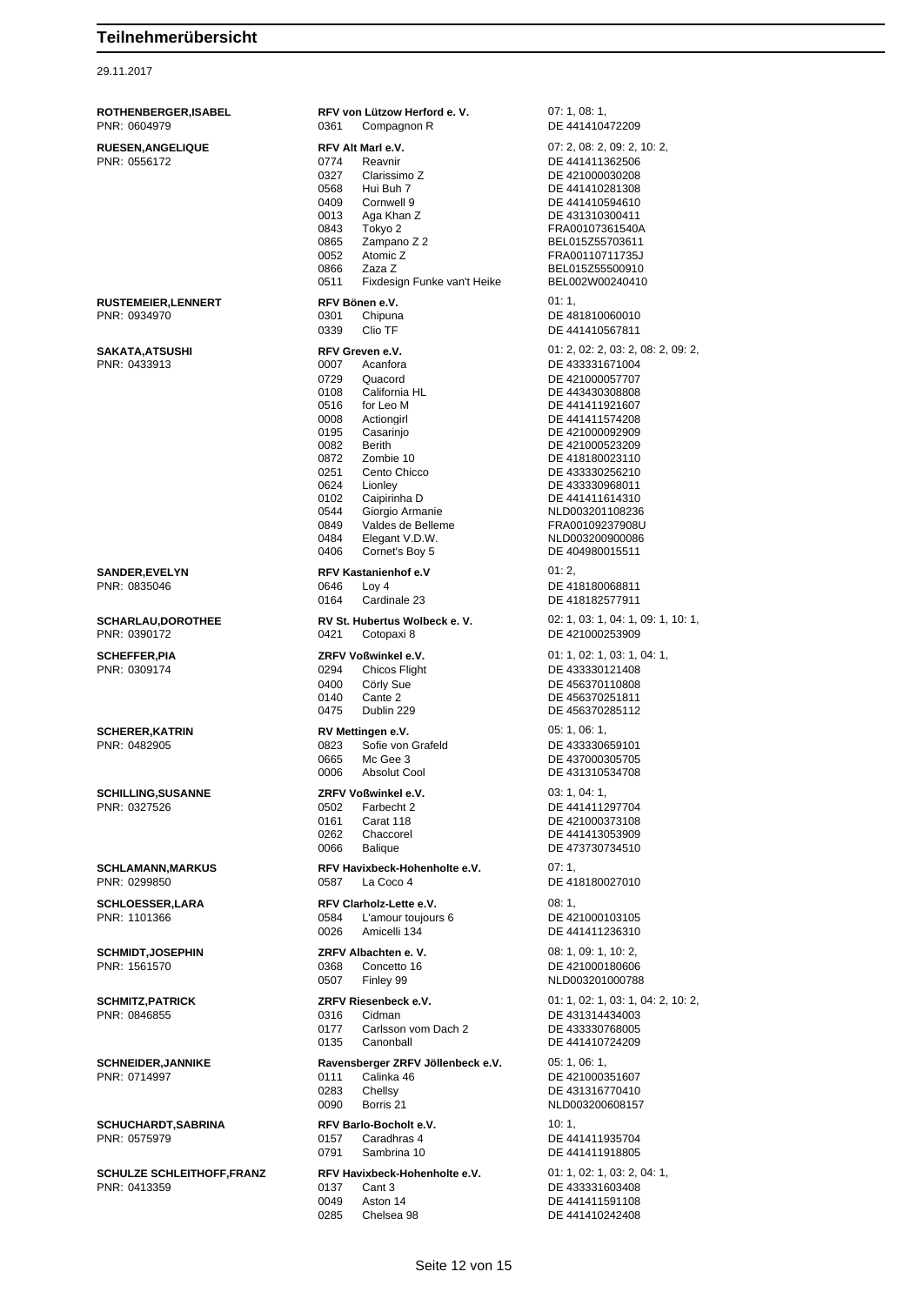# Teilnehmerübersicht

29.11.2017

| Reiter | Verein / Pferd | | Prüfungen / Lebensnummer |
|---|---|---|---|
| **ROTHENBERGER,ISABEL** | **RFV von Lützow Herford e. V.** | | 07: 1, 08: 1, |
| PNR: 0604979 | 0361 | Compagnon R | DE 441410472209 |
| **RUESEN,ANGELIQUE** | **RFV Alt Marl e.V.** | | 07: 2, 08: 2, 09: 2, 10: 2, |
| PNR: 0556172 | 0774 | Reavnir | DE 441411362506 |
| | 0327 | Clarissimo Z | DE 421000030208 |
| | 0568 | Hui Buh 7 | DE 441410281308 |
| | 0409 | Cornwell 9 | DE 441410594610 |
| | 0013 | Aga Khan Z | DE 431310300411 |
| | 0843 | Tokyo 2 | FRA00107361540A |
| | 0865 | Zampano Z 2 | BEL015Z55703611 |
| | 0052 | Atomic Z | FRA00110711735J |
| | 0866 | Zaza Z | BEL015Z55500910 |
| | 0511 | Fixdesign Funke van't Heike | BEL002W00240410 |
| **RUSTEMEIER,LENNERT** | **RFV Bönen e.V.** | | 01: 1, |
| PNR: 0934970 | 0301 | Chipuna | DE 481810060010 |
| | 0339 | Clio TF | DE 441410567811 |
| **SAKATA,ATSUSHI** | **RFV Greven e.V.** | | 01: 2, 02: 2, 03: 2, 08: 2, 09: 2, |
| PNR: 0433913 | 0007 | Acanfora | DE 433331671004 |
| | 0729 | Quacord | DE 421000057707 |
| | 0108 | California HL | DE 443430308808 |
| | 0516 | for Leo M | DE 441411921607 |
| | 0008 | Actiongirl | DE 441411574208 |
| | 0195 | Casarinjo | DE 421000092909 |
| | 0082 | Berith | DE 421000523209 |
| | 0872 | Zombie 10 | DE 418180023110 |
| | 0251 | Cento Chicco | DE 433330256210 |
| | 0624 | Lionley | DE 433330968011 |
| | 0102 | Caipirinha D | DE 441411614310 |
| | 0544 | Giorgio Armanie | NLD003201108236 |
| | 0849 | Valdes de Belleme | FRA00109237908U |
| | 0484 | Elegant V.D.W. | NLD003200900086 |
| | 0406 | Cornet's Boy 5 | DE 404980015511 |
| **SANDER,EVELYN** | **RFV Kastanienhof e.V** | | 01: 2, |
| PNR: 0835046 | 0646 | Loy 4 | DE 418180068811 |
| | 0164 | Cardinale 23 | DE 418182577911 |
| **SCHARLAU,DOROTHEE** | **RV St. Hubertus Wolbeck e. V.** | | 02: 1, 03: 1, 04: 1, 09: 1, 10: 1, |
| PNR: 0390172 | 0421 | Cotopaxi 8 | DE 421000253909 |
| **SCHEFFER,PIA** | **ZRFV Voßwinkel e.V.** | | 01: 1, 02: 1, 03: 1, 04: 1, |
| PNR: 0309174 | 0294 | Chicos Flight | DE 433330121408 |
| | 0400 | Cörly Sue | DE 456370110808 |
| | 0140 | Cante 2 | DE 456370251811 |
| | 0475 | Dublin 229 | DE 456370285112 |
| **SCHERER,KATRIN** | **RV Mettingen e.V.** | | 05: 1, 06: 1, |
| PNR: 0482905 | 0823 | Sofie von Grafeld | DE 433330659101 |
| | 0665 | Mc Gee 3 | DE 437000305705 |
| | 0006 | Absolut Cool | DE 431310534708 |
| **SCHILLING,SUSANNE** | **ZRFV Voßwinkel e.V.** | | 03: 1, 04: 1, |
| PNR: 0327526 | 0502 | Farbecht 2 | DE 441411297704 |
| | 0161 | Carat 118 | DE 421000373108 |
| | 0262 | Chaccorel | DE 441413053909 |
| | 0066 | Balique | DE 473730734510 |
| **SCHLAMANN,MARKUS** | **RFV Havixbeck-Hohenholte e.V.** | | 07: 1, |
| PNR: 0299850 | 0587 | La Coco 4 | DE 418180027010 |
| **SCHLOESSER,LARA** | **RFV Clarholz-Lette e.V.** | | 08: 1, |
| PNR: 1101366 | 0584 | L'amour toujours 6 | DE 421000103105 |
| | 0026 | Amicelli 134 | DE 441411236310 |
| **SCHMIDT,JOSEPHIN** | **ZRFV Albachten e. V.** | | 08: 1, 09: 1, 10: 2, |
| PNR: 1561570 | 0368 | Concetto 16 | DE 421000180606 |
| | 0507 | Finley 99 | NLD003201000788 |
| **SCHMITZ,PATRICK** | **ZRFV Riesenbeck e.V.** | | 01: 1, 02: 1, 03: 1, 04: 2, 10: 2, |
| PNR: 0846855 | 0316 | Cidman | DE 431314434003 |
| | 0177 | Carlsson vom Dach 2 | DE 433330768005 |
| | 0135 | Canonball | DE 441410724209 |
| **SCHNEIDER,JANNIKE** | **Ravensberger ZRFV Jöllenbeck e.V.** | | 05: 1, 06: 1, |
| PNR: 0714997 | 0111 | Calinka 46 | DE 421000351607 |
| | 0283 | Chellsy | DE 431316770410 |
| | 0090 | Borris 21 | NLD003200608157 |
| **SCHUCHARDT,SABRINA** | **RFV Barlo-Bocholt e.V.** | | 10: 1, |
| PNR: 0575979 | 0157 | Caradhras 4 | DE 441411935704 |
| | 0791 | Sambrina 10 | DE 441411918805 |
| **SCHULZE SCHLEITHOFF,FRANZ** | **RFV Havixbeck-Hohenholte e.V.** | | 01: 1, 02: 1, 03: 2, 04: 1, |
| PNR: 0413359 | 0137 | Cant 3 | DE 433331603408 |
| | 0049 | Aston 14 | DE 441411591108 |
| | 0285 | Chelsea 98 | DE 441410242408 |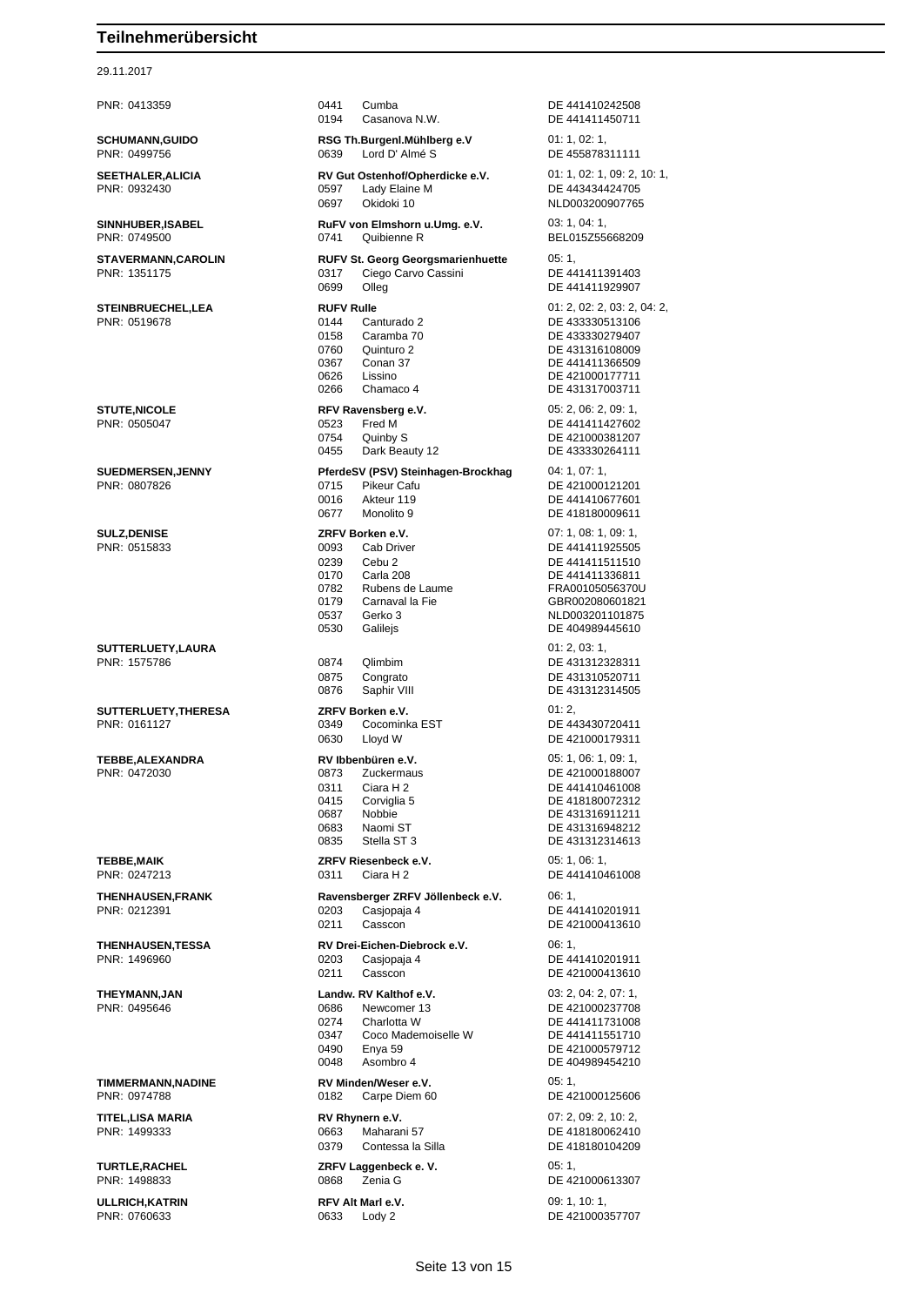# Teilnehmerübersicht

29.11.2017

| Teilnehmer | Verein / Pferd | | Prüfungen / Nr. |
|---|---|---|---|
| PNR: 0413359 | 0441 | Cumba | DE 441410242508 |
| | 0194 | Casanova N.W. | DE 441411450711 |
| **SCHUMANN,GUIDO** | **RSG Th.Burgenl.Mühlberg e.V** | | 01: 1, 02: 1, |
| PNR: 0499756 | 0639 | Lord D' Almé S | DE 455878311111 |
| **SEETHALER,ALICIA** | **RV Gut Ostenhof/Opherdicke e.V.** | | 01: 1, 02: 1, 09: 2, 10: 1, |
| PNR: 0932430 | 0597 | Lady Elaine M | DE 443434424705 |
| | 0697 | Okidoki 10 | NLD003200907765 |
| **SINNHUBER,ISABEL** | **RuFV von Elmshorn u.Umg. e.V.** | | 03: 1, 04: 1, |
| PNR: 0749500 | 0741 | Quibienne R | BEL015Z55668209 |
| **STAVERMANN,CAROLIN** | **RUFV St. Georg Georgsmarienhuette** | | 05: 1, |
| PNR: 1351175 | 0317 | Ciego Carvo Cassini | DE 441411391403 |
| | 0699 | Olleg | DE 441411929907 |
| **STEINBRUECHEL,LEA** | **RUFV Rulle** | | 01: 2, 02: 2, 03: 2, 04: 2, |
| PNR: 0519678 | 0144 | Canturado 2 | DE 433330513106 |
| | 0158 | Caramba 70 | DE 433330279407 |
| | 0760 | Quinturo 2 | DE 431316108009 |
| | 0367 | Conan 37 | DE 441411366509 |
| | 0626 | Lissino | DE 421000177711 |
| | 0266 | Chamaco 4 | DE 431317003711 |
| **STUTE,NICOLE** | **RFV Ravensberg e.V.** | | 05: 2, 06: 2, 09: 1, |
| PNR: 0505047 | 0523 | Fred M | DE 441411427602 |
| | 0754 | Quinby S | DE 421000381207 |
| | 0455 | Dark Beauty 12 | DE 433330264111 |
| **SUEDMERSEN,JENNY** | **PferdeSV (PSV) Steinhagen-Brockhag** | | 04: 1, 07: 1, |
| PNR: 0807826 | 0715 | Pikeur Cafu | DE 421000121201 |
| | 0016 | Akteur 119 | DE 441410677601 |
| | 0677 | Monolito 9 | DE 418180009611 |
| **SULZ,DENISE** | **ZRFV Borken e.V.** | | 07: 1, 08: 1, 09: 1, |
| PNR: 0515833 | 0093 | Cab Driver | DE 441411925505 |
| | 0239 | Cebu 2 | DE 441411511510 |
| | 0170 | Carla 208 | DE 441411336811 |
| | 0782 | Rubens de Laume | FRA00105056370U |
| | 0179 | Carnaval la Fie | GBR002080601821 |
| | 0537 | Gerko 3 | NLD003201101875 |
| | 0530 | Galilejs | DE 404989445610 |
| **SUTTERLUETY,LAURA** | | | 01: 2, 03: 1, |
| PNR: 1575786 | 0874 | Qlimbim | DE 431312328311 |
| | 0875 | Congrato | DE 431310520711 |
| | 0876 | Saphir VIII | DE 431312314505 |
| **SUTTERLUETY,THERESA** | **ZRFV Borken e.V.** | | 01: 2, |
| PNR: 0161127 | 0349 | Cocominka EST | DE 443430720411 |
| | 0630 | Lloyd W | DE 421000179311 |
| **TEBBE,ALEXANDRA** | **RV Ibbenbüren e.V.** | | 05: 1, 06: 1, 09: 1, |
| PNR: 0472030 | 0873 | Zuckermaus | DE 421000188007 |
| | 0311 | Ciara H 2 | DE 441410461008 |
| | 0415 | Corviglia 5 | DE 418180072312 |
| | 0687 | Nobbie | DE 431316911211 |
| | 0683 | Naomi ST | DE 431316948212 |
| | 0835 | Stella ST 3 | DE 431312314613 |
| **TEBBE,MAIK** | **ZRFV Riesenbeck e.V.** | | 05: 1, 06: 1, |
| PNR: 0247213 | 0311 | Ciara H 2 | DE 441410461008 |
| **THENHAUSEN,FRANK** | **Ravensberger ZRFV Jöllenbeck e.V.** | | 06: 1, |
| PNR: 0212391 | 0203 | Casjopaja 4 | DE 441410201911 |
| | 0211 | Casscon | DE 421000413610 |
| **THENHAUSEN,TESSA** | **RV Drei-Eichen-Diebrock e.V.** | | 06: 1, |
| PNR: 1496960 | 0203 | Casjopaja 4 | DE 441410201911 |
| | 0211 | Casscon | DE 421000413610 |
| **THEYMANN,JAN** | **Landw. RV Kalthof e.V.** | | 03: 2, 04: 2, 07: 1, |
| PNR: 0495646 | 0686 | Newcomer 13 | DE 421000237708 |
| | 0274 | Charlotta W | DE 441411731008 |
| | 0347 | Coco Mademoiselle W | DE 441411551710 |
| | 0490 | Enya 59 | DE 421000579712 |
| | 0048 | Asombro 4 | DE 404989454210 |
| **TIMMERMANN,NADINE** | **RV Minden/Weser e.V.** | | 05: 1, |
| PNR: 0974788 | 0182 | Carpe Diem 60 | DE 421000125606 |
| **TITEL,LISA MARIA** | **RV Rhynern e.V.** | | 07: 2, 09: 2, 10: 2, |
| PNR: 1499333 | 0663 | Maharani 57 | DE 418180062410 |
| | 0379 | Contessa la Silla | DE 418180104209 |
| **TURTLE,RACHEL** | **ZRFV Laggenbeck e. V.** | | 05: 1, |
| PNR: 1498833 | 0868 | Zenia G | DE 421000613307 |
| **ULLRICH,KATRIN** | **RFV Alt Marl e.V.** | | 09: 1, 10: 1, |
| PNR: 0760633 | 0633 | Lody 2 | DE 421000357707 |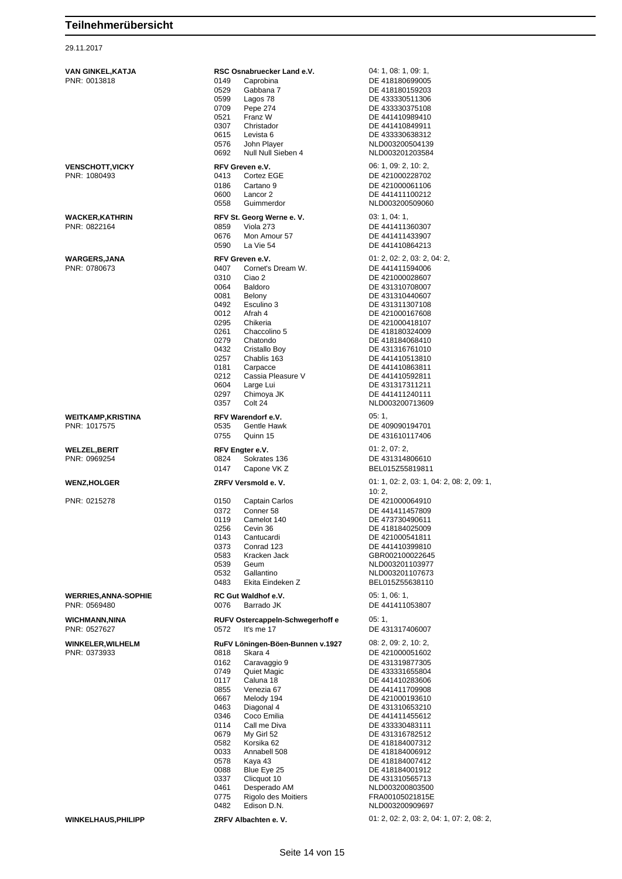# Teilnehmerübersicht

29.11.2017

| Teilnehmer | Verein / Nr. | Pferd | Prüfungen / Lebensnummer |
|---|---|---|---|
| **VAN GINKEL,KATJA** | **RSC Osnabruecker Land e.V.** | | 04: 1, 08: 1, 09: 1, |
| PNR: 0013818 | 0149 | Caprobina | DE 418180699005 |
| | 0529 | Gabbana 7 | DE 418180159203 |
| | 0599 | Lagos 78 | DE 433330511306 |
| | 0709 | Pepe 274 | DE 433330375108 |
| | 0521 | Franz W | DE 441410989410 |
| | 0307 | Christador | DE 441410849911 |
| | 0615 | Levista 6 | DE 433330638312 |
| | 0576 | John Player | NLD003200504139 |
| | 0692 | Null Null Sieben 4 | NLD003201203584 |
| **VENSCHOTT,VICKY** | **RFV Greven e.V.** | | 06: 1, 09: 2, 10: 2, |
| PNR: 1080493 | 0413 | Cortez EGE | DE 421000228702 |
| | 0186 | Cartano 9 | DE 421000061106 |
| | 0600 | Lancor 2 | DE 441411100212 |
| | 0558 | Guimmerdor | NLD003200509060 |
| **WACKER,KATHRIN** | **RFV St. Georg Werne e. V.** | | 03: 1, 04: 1, |
| PNR: 0822164 | 0859 | Viola 273 | DE 441411360307 |
| | 0676 | Mon Amour 57 | DE 441411433907 |
| | 0590 | La Vie 54 | DE 441410864213 |
| **WARGERS,JANA** | **RFV Greven e.V.** | | 01: 2, 02: 2, 03: 2, 04: 2, |
| PNR: 0780673 | 0407 | Cornet's Dream W. | DE 441411594006 |
| | 0310 | Ciao 2 | DE 421000028607 |
| | 0064 | Baldoro | DE 431310708007 |
| | 0081 | Belony | DE 431310440607 |
| | 0492 | Esculino 3 | DE 431311307108 |
| | 0012 | Afrah 4 | DE 421000167608 |
| | 0295 | Chikeria | DE 421000418107 |
| | 0261 | Chaccolino 5 | DE 418180324009 |
| | 0279 | Chatondo | DE 418184068410 |
| | 0432 | Cristallo Boy | DE 431316761010 |
| | 0257 | Chablis 163 | DE 441410513810 |
| | 0181 | Carpacce | DE 441410863811 |
| | 0212 | Cassia Pleasure V | DE 441410592811 |
| | 0604 | Large Lui | DE 431317311211 |
| | 0297 | Chimoya JK | DE 441411240111 |
| | 0357 | Colt 24 | NLD003200713609 |
| **WEITKAMP,KRISTINA** | **RFV Warendorf e.V.** | | 05: 1, |
| PNR: 1017575 | 0535 | Gentle Hawk | DE 409090194701 |
| | 0755 | Quinn 15 | DE 431610117406 |
| **WELZEL,BERIT** | **RFV Engter e.V.** | | 01: 2, 07: 2, |
| PNR: 0969254 | 0824 | Sokrates 136 | DE 431314806610 |
| | 0147 | Capone VK Z | BEL015Z55819811 |
| **WENZ,HOLGER** | **ZRFV Versmold e. V.** | | 01: 1, 02: 2, 03: 1, 04: 2, 08: 2, 09: 1, 10: 2, |
| PNR: 0215278 | 0150 | Captain Carlos | DE 421000064910 |
| | 0372 | Conner 58 | DE 441411457809 |
| | 0119 | Camelot 140 | DE 473730490611 |
| | 0256 | Cevin 36 | DE 418184025009 |
| | 0143 | Cantucardi | DE 421000541811 |
| | 0373 | Conrad 123 | DE 441410399810 |
| | 0583 | Kracken Jack | GBR002100022645 |
| | 0539 | Geum | NLD003201103977 |
| | 0532 | Gallantino | NLD003201107673 |
| | 0483 | Ekita Eindeken Z | BEL015Z55638110 |
| **WERRIES,ANNA-SOPHIE** | **RC Gut Waldhof e.V.** | | 05: 1, 06: 1, |
| PNR: 0569480 | 0076 | Barrado JK | DE 441411053807 |
| **WICHMANN,NINA** | **RUFV Ostercappeln-Schwegerhoff e** | | 05: 1, |
| PNR: 0527627 | 0572 | It's me 17 | DE 431317406007 |
| **WINKELER,WILHELM** | **RuFV Löningen-Böen-Bunnen v.1927** | | 08: 2, 09: 2, 10: 2, |
| PNR: 0373933 | 0818 | Skara 4 | DE 421000051602 |
| | 0162 | Caravaggio 9 | DE 431319877305 |
| | 0749 | Quiet Magic | DE 433331655804 |
| | 0117 | Caluna 18 | DE 441410283606 |
| | 0855 | Venezia 67 | DE 441411709908 |
| | 0667 | Melody 194 | DE 421000193610 |
| | 0463 | Diagonal 4 | DE 431310653210 |
| | 0346 | Coco Emilia | DE 441411455612 |
| | 0114 | Call me Diva | DE 433330483111 |
| | 0679 | My Girl 52 | DE 431316782512 |
| | 0582 | Korsika 62 | DE 418184007312 |
| | 0033 | Annabell 508 | DE 418184006912 |
| | 0578 | Kaya 43 | DE 418184007412 |
| | 0088 | Blue Eye 25 | DE 418184001912 |
| | 0337 | Clicquot 10 | DE 431310565713 |
| | 0461 | Desperado AM | NLD003200803500 |
| | 0775 | Rigolo des Moitiers | FRA00105021815E |
| | 0482 | Edison D.N. | NLD003200909697 |
| **WINKELHAUS,PHILIPP** | **ZRFV Albachten e. V.** | | 01: 2, 02: 2, 03: 2, 04: 1, 07: 2, 08: 2, |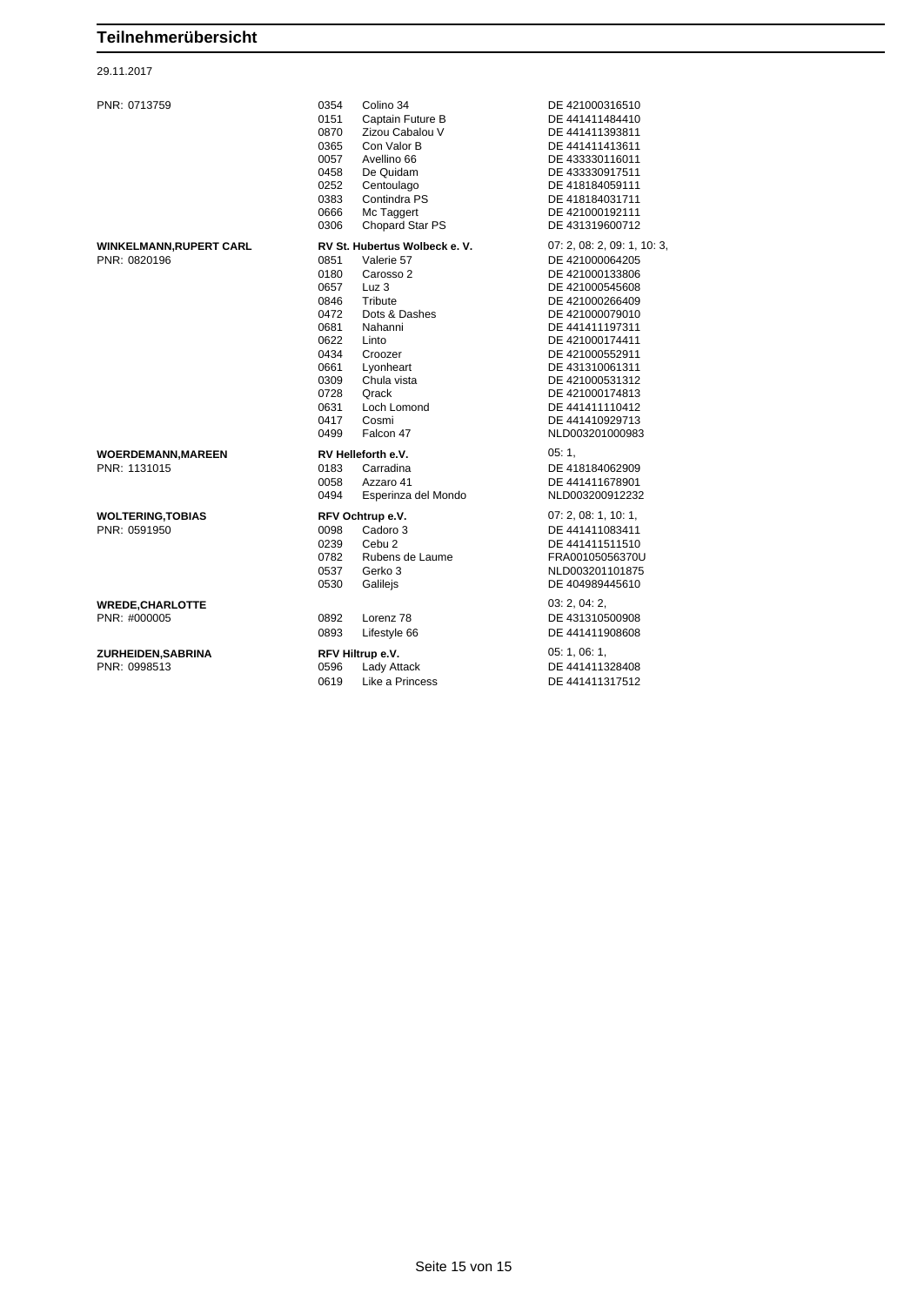# Teilnehmerübersicht

29.11.2017

| | | | |
|---|---|---|---|
| PNR: 0713759 | 0354 | Colino 34 | DE 421000316510 |
| | 0151 | Captain Future B | DE 441411484410 |
| | 0870 | Zizou Cabalou V | DE 441411393811 |
| | 0365 | Con Valor B | DE 441411413611 |
| | 0057 | Avellino 66 | DE 433330116011 |
| | 0458 | De Quidam | DE 433330917511 |
| | 0252 | Centoulago | DE 418184059111 |
| | 0383 | Contindra PS | DE 418184031711 |
| | 0666 | Mc Taggert | DE 421000192111 |
| | 0306 | Chopard Star PS | DE 431319600712 |
| **WINKELMANN,RUPERT CARL** | **RV St. Hubertus Wolbeck e. V.** | | 07: 2, 08: 2, 09: 1, 10: 3, |
| PNR: 0820196 | 0851 | Valerie 57 | DE 421000064205 |
| | 0180 | Carosso 2 | DE 421000133806 |
| | 0657 | Luz 3 | DE 421000545608 |
| | 0846 | Tribute | DE 421000266409 |
| | 0472 | Dots & Dashes | DE 421000079010 |
| | 0681 | Nahanni | DE 441411197311 |
| | 0622 | Linto | DE 421000174411 |
| | 0434 | Croozer | DE 421000552911 |
| | 0661 | Lyonheart | DE 431310061311 |
| | 0309 | Chula vista | DE 421000531312 |
| | 0728 | Qrack | DE 421000174813 |
| | 0631 | Loch Lomond | DE 441411110412 |
| | 0417 | Cosmi | DE 441410929713 |
| | 0499 | Falcon 47 | NLD003201000983 |
| **WOERDEMANN,MAREEN** | **RV Helleforth e.V.** | | 05: 1, |
| PNR: 1131015 | 0183 | Carradina | DE 418184062909 |
| | 0058 | Azzaro 41 | DE 441411678901 |
| | 0494 | Esperinza del Mondo | NLD003200912232 |
| **WOLTERING,TOBIAS** | **RFV Ochtrup e.V.** | | 07: 2, 08: 1, 10: 1, |
| PNR: 0591950 | 0098 | Cadoro 3 | DE 441411083411 |
| | 0239 | Cebu 2 | DE 441411511510 |
| | 0782 | Rubens de Laume | FRA00105056370U |
| | 0537 | Gerko 3 | NLD003201101875 |
| | 0530 | Galilejs | DE 404989445610 |
| **WREDE,CHARLOTTE** | | | 03: 2, 04: 2, |
| PNR: #000005 | 0892 | Lorenz 78 | DE 431310500908 |
| | 0893 | Lifestyle 66 | DE 441411908608 |
| **ZURHEIDEN,SABRINA** | **RFV Hiltrup e.V.** | | 05: 1, 06: 1, |
| PNR: 0998513 | 0596 | Lady Attack | DE 441411328408 |
| | 0619 | Like a Princess | DE 441411317512 |